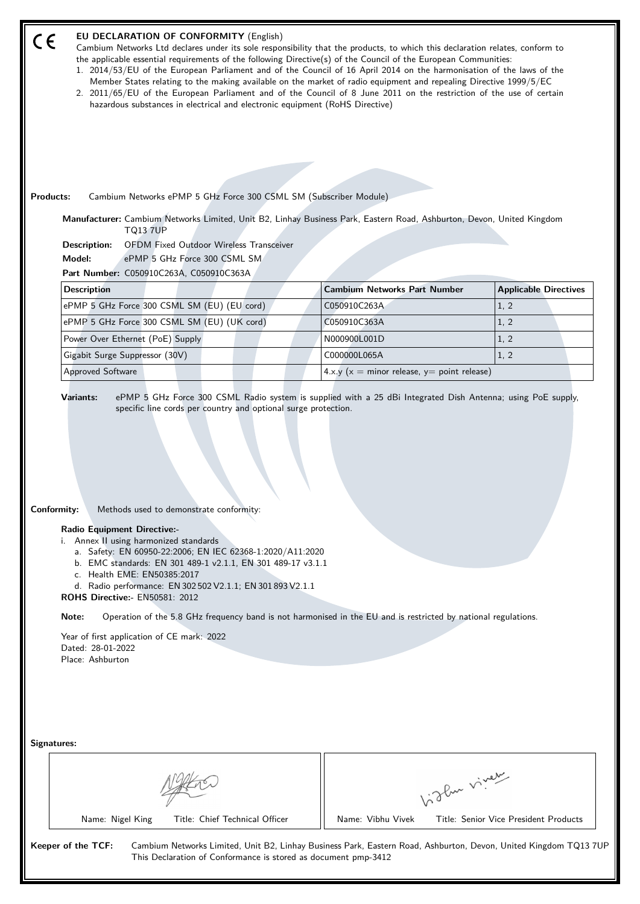CE

# EU DECLARATION OF CONFORMITY (English)

Cambium Networks Ltd declares under its sole responsibility that the products, to which this declaration relates, conform to the applicable essential requirements of the following Directive(s) of the Council of the European Communities:

1. 2014/53/EU of the European Parliament and of the Council of 16 April 2014 on the harmonisation of the laws of the Member States relating to the making available on the market of radio equipment and repealing Directive 1999/5/EC
2. 2011/65/EU of the European Parliament and of the Council of 8 June 2011 on the restriction of the use of certain hazardous substances in electrical and electronic equipment (RoHS Directive)

**Products:** Cambium Networks ePMP 5 GHz Force 300 CSML SM (Subscriber Module)

**Manufacturer:** Cambium Networks Limited, Unit B2, Linhay Business Park, Eastern Road, Ashburton, Devon, United Kingdom TQ13 7UP

**Description:** OFDM Fixed Outdoor Wireless Transceiver

**Model:** ePMP 5 GHz Force 300 CSML SM

**Part Number:** C050910C263A, C050910C363A

| Description | Cambium Networks Part Number | Applicable Directives |
|---|---|---|
| ePMP 5 GHz Force 300 CSML SM (EU) (EU cord) | C050910C263A | 1, 2 |
| ePMP 5 GHz Force 300 CSML SM (EU) (UK cord) | C050910C363A | 1, 2 |
| Power Over Ethernet (PoE) Supply | N000900L001D | 1, 2 |
| Gigabit Surge Suppressor (30V) | C000000L065A | 1, 2 |
| Approved Software | 4.x.y (x = minor release, y= point release) | |

**Variants:** ePMP 5 GHz Force 300 CSML Radio system is supplied with a 25 dBi Integrated Dish Antenna; using PoE supply, specific line cords per country and optional surge protection.

**Conformity:** Methods used to demonstrate conformity:

**Radio Equipment Directive:-**

i. Annex II using harmonized standards
   a. Safety: EN 60950-22:2006; EN IEC 62368-1:2020/A11:2020
   b. EMC standards: EN 301 489-1 v2.1.1, EN 301 489-17 v3.1.1
   c. Health EME: EN50385:2017
   d. Radio performance: EN 302 502 V2.1.1; EN 301 893 V2.1.1

**ROHS Directive:-** EN50581: 2012

**Note:** Operation of the 5.8 GHz frequency band is not harmonised in the EU and is restricted by national regulations.

Year of first application of CE mark: 2022
Dated: 28-01-2022
Place: Ashburton

**Signatures:**

| Name: Nigel King Title: Chief Technical Officer | Name: Vibhu Vivek Title: Senior Vice President Products |
|---|---|

**Keeper of the TCF:** Cambium Networks Limited, Unit B2, Linhay Business Park, Eastern Road, Ashburton, Devon, United Kingdom TQ13 7UP
This Declaration of Conformance is stored as document pmp-3412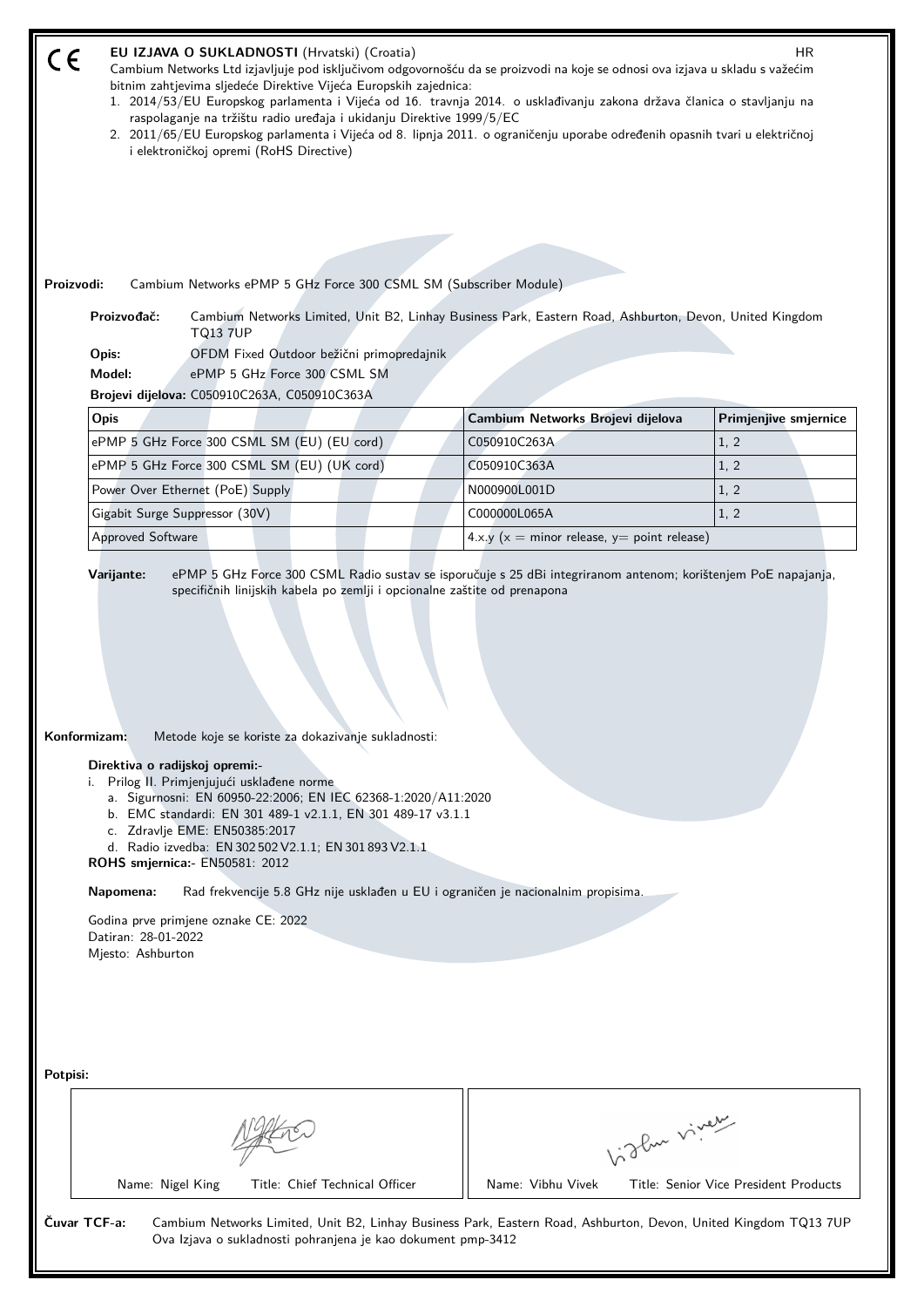CE

# EU IZJAVA O SUKLADNOSTI (Hrvatski) (Croatia)

HR

Cambium Networks Ltd izjavljuje pod isključivom odgovornošću da se proizvodi na koje se odnosi ova izjava u skladu s važećim bitnim zahtjevima sljedeće Direktive Vijeća Europskih zajednica:

1. 2014/53/EU Europskog parlamenta i Vijeća od 16. travnja 2014. o usklađivanju zakona država članica o stavljanju na raspolaganje na tržištu radio uređaja i ukidanju Direktive 1999/5/EC
2. 2011/65/EU Europskog parlamenta i Vijeća od 8. lipnja 2011. o ograničenju uporabe određenih opasnih tvari u električnoj i elektroničkoj opremi (RoHS Directive)

**Proizvodi:** Cambium Networks ePMP 5 GHz Force 300 CSML SM (Subscriber Module)

**Proizvođač:** Cambium Networks Limited, Unit B2, Linhay Business Park, Eastern Road, Ashburton, Devon, United Kingdom TQ13 7UP

**Opis:** OFDM Fixed Outdoor bežični primopredajnik

**Model:** ePMP 5 GHz Force 300 CSML SM

**Brojevi dijelova:** C050910C263A, C050910C363A

| Opis | Cambium Networks Brojevi dijelova | Primjenjive smjernice |
|---|---|---|
| ePMP 5 GHz Force 300 CSML SM (EU) (EU cord) | C050910C263A | 1, 2 |
| ePMP 5 GHz Force 300 CSML SM (EU) (UK cord) | C050910C363A | 1, 2 |
| Power Over Ethernet (PoE) Supply | N000900L001D | 1, 2 |
| Gigabit Surge Suppressor (30V) | C000000L065A | 1, 2 |
| Approved Software | 4.x.y (x = minor release, y= point release) | |

**Varijante:** ePMP 5 GHz Force 300 CSML Radio sustav se isporučuje s 25 dBi integriranom antenom; korištenjem PoE napajanja, specifičnih linijskih kabela po zemlji i opcionalne zaštite od prenapona

**Konformizam:** Metode koje se koriste za dokazivanje sukladnosti:

**Direktiva o radijskoj opremi:-**

i. Prilog II. Primjenjujući usklađene norme
   a. Sigurnosni: EN 60950-22:2006; EN IEC 62368-1:2020/A11:2020
   b. EMC standardi: EN 301 489-1 v2.1.1, EN 301 489-17 v3.1.1
   c. Zdravlje EME: EN50385:2017
   d. Radio izvedba: EN 302 502 V2.1.1; EN 301 893 V2.1.1

**ROHS smjernica:-** EN50581: 2012

**Napomena:** Rad frekvencije 5.8 GHz nije usklađen u EU i ograničen je nacionalnim propisima.

Godina prve primjene oznake CE: 2022
Datiran: 28-01-2022
Mjesto: Ashburton

**Potpisi:**

| Name: Nigel King Title: Chief Technical Officer | Name: Vibhu Vivek Title: Senior Vice President Products |
|---|---|

**Čuvar TCF-a:** Cambium Networks Limited, Unit B2, Linhay Business Park, Eastern Road, Ashburton, Devon, United Kingdom TQ13 7UP
Ova Izjava o sukladnosti pohranjena je kao dokument pmp-3412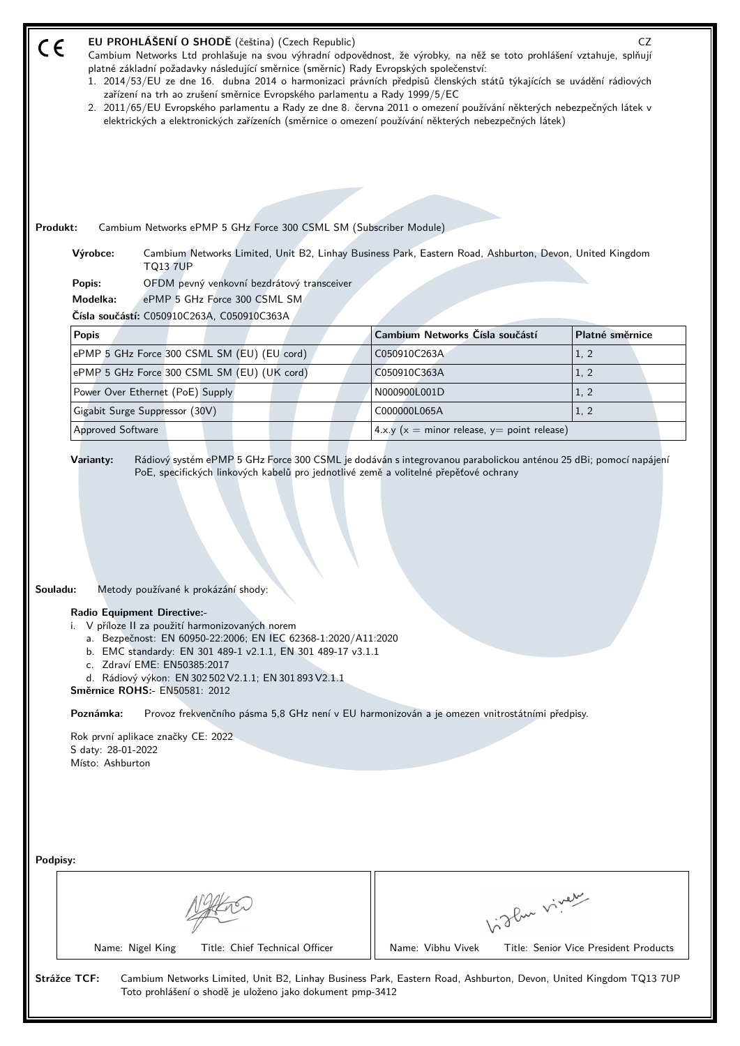CE

## EU PROHLÁŠENÍ O SHODĚ (čeština) (Czech Republic)

CZ

Cambium Networks Ltd prohlašuje na svou výhradní odpovědnost, že výrobky, na něž se toto prohlášení vztahuje, splňují platné základní požadavky následující směrnice (směrnic) Rady Evropských společenství:

1. 2014/53/EU ze dne 16. dubna 2014 o harmonizaci právních předpisů členských států týkajících se uvádění rádiových zařízení na trh ao zrušení směrnice Evropského parlamentu a Rady 1999/5/EC
2. 2011/65/EU Evropského parlamentu a Rady ze dne 8. června 2011 o omezení používání některých nebezpečných látek v elektrických a elektronických zařízeních (směrnice o omezení používání některých nebezpečných látek)

**Produkt:** Cambium Networks ePMP 5 GHz Force 300 CSML SM (Subscriber Module)

**Výrobce:** Cambium Networks Limited, Unit B2, Linhay Business Park, Eastern Road, Ashburton, Devon, United Kingdom TQ13 7UP

**Popis:** OFDM pevný venkovní bezdrátový transceiver

**Modelka:** ePMP 5 GHz Force 300 CSML SM

**Čísla součástí:** C050910C263A, C050910C363A

| Popis | Cambium Networks Čísla součástí | Platné směrnice |
|---|---|---|
| ePMP 5 GHz Force 300 CSML SM (EU) (EU cord) | C050910C263A | 1, 2 |
| ePMP 5 GHz Force 300 CSML SM (EU) (UK cord) | C050910C363A | 1, 2 |
| Power Over Ethernet (PoE) Supply | N000900L001D | 1, 2 |
| Gigabit Surge Suppressor (30V) | C000000L065A | 1, 2 |
| Approved Software | 4.x.y (x = minor release, y= point release) | |

**Varianty:** Rádiový systém ePMP 5 GHz Force 300 CSML je dodáván s integrovanou parabolickou anténou 25 dBi; pomocí napájení PoE, specifických linkových kabelů pro jednotlivé země a volitelné přepěťové ochrany

**Souladu:** Metody používané k prokázání shody:

**Radio Equipment Directive:-**

i. V příloze II za použití harmonizovaných norem
   a. Bezpečnost: EN 60950-22:2006; EN IEC 62368-1:2020/A11:2020
   b. EMC standardy: EN 301 489-1 v2.1.1, EN 301 489-17 v3.1.1
   c. Zdraví EME: EN50385:2017
   d. Rádiový výkon: EN 302 502 V2.1.1; EN 301 893 V2.1.1

**Směrnice ROHS:-** EN50581: 2012

**Poznámka:** Provoz frekvenčního pásma 5,8 GHz není v EU harmonizován a je omezen vnitrostátními předpisy.

Rok první aplikace značky CE: 2022
S daty: 28-01-2022
Místo: Ashburton

**Podpisy:**

| Name: Nigel King Title: Chief Technical Officer | Name: Vibhu Vivek Title: Senior Vice President Products |
|---|---|

**Strážce TCF:** Cambium Networks Limited, Unit B2, Linhay Business Park, Eastern Road, Ashburton, Devon, United Kingdom TQ13 7UP
Toto prohlášení o shodě je uloženo jako dokument pmp-3412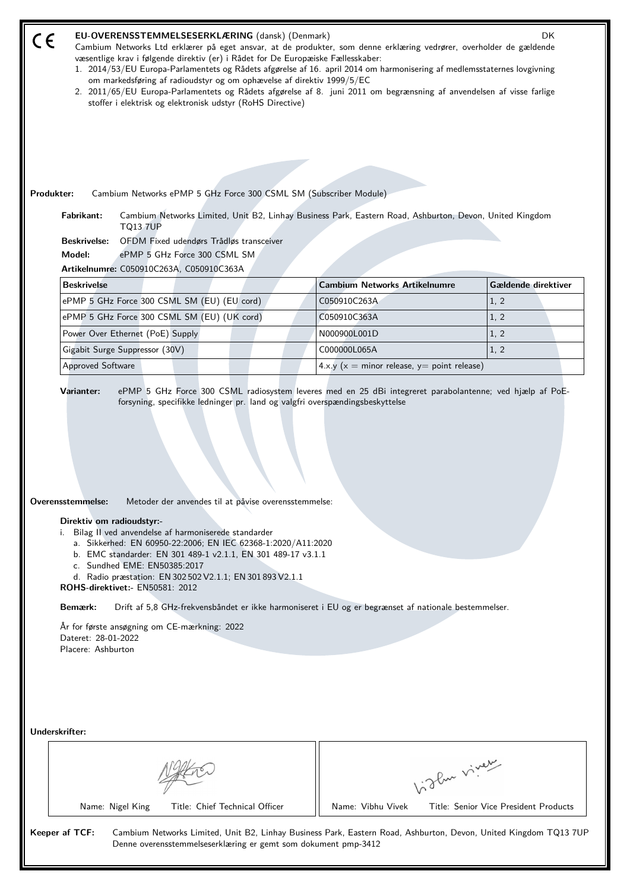CE

# EU-OVERENSSTEMMELSESERKLÆRING (dansk) (Denmark)

DK

Cambium Networks Ltd erklærer på eget ansvar, at de produkter, som denne erklæring vedrører, overholder de gældende væsentlige krav i følgende direktiv (er) i Rådet for De Europæiske Fællesskaber:

1. 2014/53/EU Europa-Parlamentets og Rådets afgørelse af 16. april 2014 om harmonisering af medlemsstaternes lovgivning om markedsføring af radioudstyr og om ophævelse af direktiv 1999/5/EC
2. 2011/65/EU Europa-Parlamentets og Rådets afgørelse af 8. juni 2011 om begrænsning af anvendelsen af visse farlige stoffer i elektrisk og elektronisk udstyr (RoHS Directive)

**Produkter:** Cambium Networks ePMP 5 GHz Force 300 CSML SM (Subscriber Module)

**Fabrikant:** Cambium Networks Limited, Unit B2, Linhay Business Park, Eastern Road, Ashburton, Devon, United Kingdom TQ13 7UP

**Beskrivelse:** OFDM Fixed udendørs Trådløs transceiver

**Model:** ePMP 5 GHz Force 300 CSML SM

**Artikelnumre:** C050910C263A, C050910C363A

| Beskrivelse | Cambium Networks Artikelnumre | Gældende direktiver |
|---|---|---|
| ePMP 5 GHz Force 300 CSML SM (EU) (EU cord) | C050910C263A | 1, 2 |
| ePMP 5 GHz Force 300 CSML SM (EU) (UK cord) | C050910C363A | 1, 2 |
| Power Over Ethernet (PoE) Supply | N000900L001D | 1, 2 |
| Gigabit Surge Suppressor (30V) | C000000L065A | 1, 2 |
| Approved Software | 4.x.y (x = minor release, y= point release) | |

**Varianter:** ePMP 5 GHz Force 300 CSML radiosystem leveres med en 25 dBi integreret parabolantenne; ved hjælp af PoE-forsyning, specifikke ledninger pr. land og valgfri overspændingsbeskyttelse

**Overensstemmelse:** Metoder der anvendes til at påvise overensstemmelse:

**Direktiv om radioudstyr:-**

i. Bilag II ved anvendelse af harmoniserede standarder
   a. Sikkerhed: EN 60950-22:2006; EN IEC 62368-1:2020/A11:2020
   b. EMC standarder: EN 301 489-1 v2.1.1, EN 301 489-17 v3.1.1
   c. Sundhed EME: EN50385:2017
   d. Radio præstation: EN 302 502 V2.1.1; EN 301 893 V2.1.1

**ROHS-direktivet:-** EN50581: 2012

**Bemærk:** Drift af 5,8 GHz-frekvensbåndet er ikke harmoniseret i EU og er begrænset af nationale bestemmelser.

År for første ansøgning om CE-mærkning: 2022
Dateret: 28-01-2022
Placere: Ashburton

**Underskrifter:**

| Name: Nigel King Title: Chief Technical Officer | Name: Vibhu Vivek Title: Senior Vice President Products |
|---|---|

**Keeper af TCF:** Cambium Networks Limited, Unit B2, Linhay Business Park, Eastern Road, Ashburton, Devon, United Kingdom TQ13 7UP
Denne overensstemmelseserklæring er gemt som dokument pmp-3412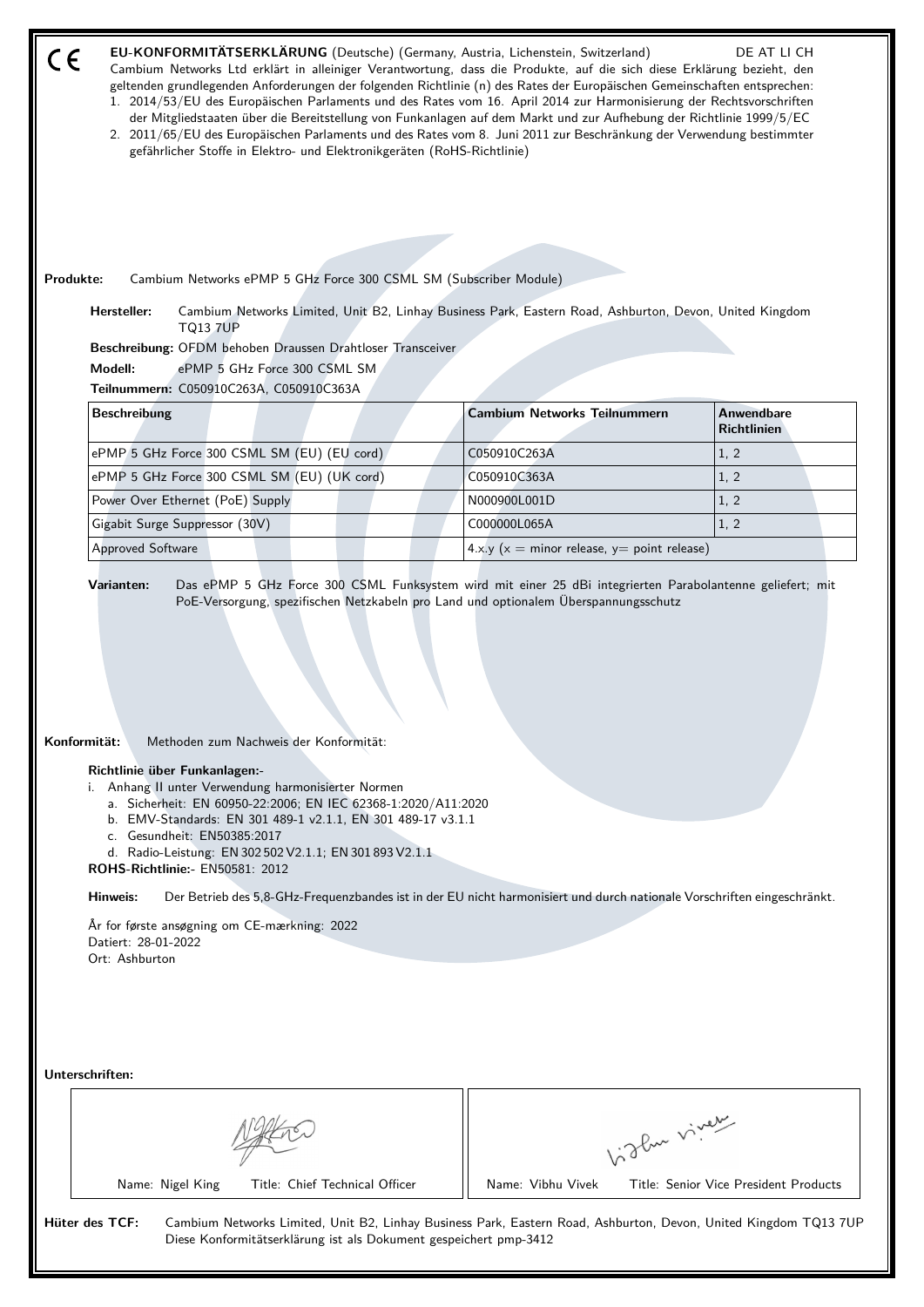CE

**EU-KONFORMITÄTSERKLÄRUNG** (Deutsche) (Germany, Austria, Lichenstein, Switzerland) DE AT LI CH

Cambium Networks Ltd erklärt in alleiniger Verantwortung, dass die Produkte, auf die sich diese Erklärung bezieht, den geltenden grundlegenden Anforderungen der folgenden Richtlinie (n) des Rates der Europäischen Gemeinschaften entsprechen:

1. 2014/53/EU des Europäischen Parlaments und des Rates vom 16. April 2014 zur Harmonisierung der Rechtsvorschriften der Mitgliedstaaten über die Bereitstellung von Funkanlagen auf dem Markt und zur Aufhebung der Richtlinie 1999/5/EC
2. 2011/65/EU des Europäischen Parlaments und des Rates vom 8. Juni 2011 zur Beschränkung der Verwendung bestimmter gefährlicher Stoffe in Elektro- und Elektronikgeräten (RoHS-Richtlinie)

**Produkte:** Cambium Networks ePMP 5 GHz Force 300 CSML SM (Subscriber Module)

**Hersteller:** Cambium Networks Limited, Unit B2, Linhay Business Park, Eastern Road, Ashburton, Devon, United Kingdom TQ13 7UP

**Beschreibung:** OFDM behoben Draussen Drahtloser Transceiver

**Modell:** ePMP 5 GHz Force 300 CSML SM

**Teilnummern:** C050910C263A, C050910C363A

| Beschreibung | Cambium Networks Teilnummern | Anwendbare Richtlinien |
|---|---|---|
| ePMP 5 GHz Force 300 CSML SM (EU) (EU cord) | C050910C263A | 1, 2 |
| ePMP 5 GHz Force 300 CSML SM (EU) (UK cord) | C050910C363A | 1, 2 |
| Power Over Ethernet (PoE) Supply | N000900L001D | 1, 2 |
| Gigabit Surge Suppressor (30V) | C000000L065A | 1, 2 |
| Approved Software | 4.x.y (x = minor release, y= point release) | |

**Varianten:** Das ePMP 5 GHz Force 300 CSML Funksystem wird mit einer 25 dBi integrierten Parabolantenne geliefert; mit PoE-Versorgung, spezifischen Netzkabeln pro Land und optionalem Überspannungsschutz

**Konformität:** Methoden zum Nachweis der Konformität:

**Richtlinie über Funkanlagen:-**

i. Anhang II unter Verwendung harmonisierter Normen
   a. Sicherheit: EN 60950-22:2006; EN IEC 62368-1:2020/A11:2020
   b. EMV-Standards: EN 301 489-1 v2.1.1, EN 301 489-17 v3.1.1
   c. Gesundheit: EN50385:2017
   d. Radio-Leistung: EN 302 502 V2.1.1; EN 301 893 V2.1.1

**ROHS-Richtlinie:-** EN50581: 2012

**Hinweis:** Der Betrieb des 5,8-GHz-Frequenzbandes ist in der EU nicht harmonisiert und durch nationale Vorschriften eingeschränkt.

År for første ansøgning om CE-mærkning: 2022
Datiert: 28-01-2022
Ort: Ashburton

**Unterschriften:**

| Name: Nigel King Title: Chief Technical Officer | Name: Vibhu Vivek Title: Senior Vice President Products |
|---|---|

**Hüter des TCF:** Cambium Networks Limited, Unit B2, Linhay Business Park, Eastern Road, Ashburton, Devon, United Kingdom TQ13 7UP
Diese Konformitätserklärung ist als Dokument gespeichert pmp-3412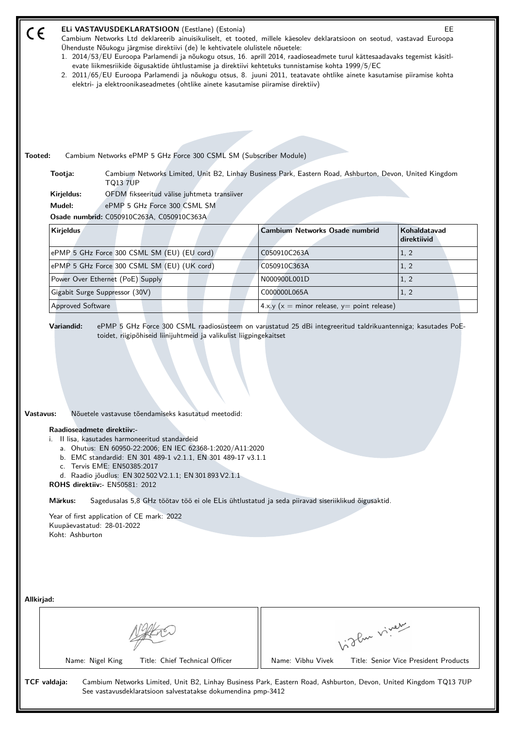CE

**ELi VASTAVUSDEKLARATSIOON** (Eestlane) (Estonia) EE

Cambium Networks Ltd deklareerib ainuisikuliselt, et tooted, millele käesolev deklaratsioon on seotud, vastavad Euroopa Ühenduste Nõukogu järgmise direktiivi (de) le kehtivatele olulistele nõuetele:

1. 2014/53/EU Euroopa Parlamendi ja nõukogu otsus, 16. aprill 2014, raadioseadmete turul kättesaadavaks tegemist käsitlevate liikmesriikide õigusaktide ühtlustamise ja direktiivi kehtetuks tunnistamise kohta 1999/5/EC
2. 2011/65/EU Euroopa Parlamendi ja nõukogu otsus, 8. juuni 2011, teatavate ohtlike ainete kasutamise piiramise kohta elektri- ja elektroonikaseadmetes (ohtlike ainete kasutamise piiramise direktiiv)

**Tooted:** Cambium Networks ePMP 5 GHz Force 300 CSML SM (Subscriber Module)

**Tootja:** Cambium Networks Limited, Unit B2, Linhay Business Park, Eastern Road, Ashburton, Devon, United Kingdom TQ13 7UP

**Kirjeldus:** OFDM fikseeritud välise juhtmeta transiiver

**Mudel:** ePMP 5 GHz Force 300 CSML SM

**Osade numbrid:** C050910C263A, C050910C363A

| Kirjeldus | Cambium Networks Osade numbrid | Kohaldatavad direktiivid |
|---|---|---|
| ePMP 5 GHz Force 300 CSML SM (EU) (EU cord) | C050910C263A | 1, 2 |
| ePMP 5 GHz Force 300 CSML SM (EU) (UK cord) | C050910C363A | 1, 2 |
| Power Over Ethernet (PoE) Supply | N000900L001D | 1, 2 |
| Gigabit Surge Suppressor (30V) | C000000L065A | 1, 2 |
| Approved Software | 4.x.y (x = minor release, y= point release) | |

**Variandid:** ePMP 5 GHz Force 300 CSML raadiosüsteem on varustatud 25 dBi integreeritud taldrikuantenniga; kasutades PoE-toidet, riigipõhiseid liinijuhtmeid ja valikulist liigpingekaitset

**Vastavus:** Nõuetele vastavuse tõendamiseks kasutatud meetodid:

**Raadioseadmete direktiiv:-**

i. II lisa, kasutades harmoneeritud standardeid
   a. Ohutus: EN 60950-22:2006; EN IEC 62368-1:2020/A11:2020
   b. EMC standardid: EN 301 489-1 v2.1.1, EN 301 489-17 v3.1.1
   c. Tervis EME: EN50385:2017
   d. Raadio jõudlus: EN 302 502 V2.1.1; EN 301 893 V2.1.1

**ROHS direktiiv:-** EN50581: 2012

**Märkus:** Sagedusalas 5,8 GHz töötav töö ei ole ELis ühtlustatud ja seda piiravad siseriiklikud õigusaktid.

Year of first application of CE mark: 2022
Kuupäevastatud: 28-01-2022
Koht: Ashburton

**Allkirjad:**

| | |
|---|---|
| Name: Nigel King Title: Chief Technical Officer | Name: Vibhu Vivek Title: Senior Vice President Products |

**TCF valdaja:** Cambium Networks Limited, Unit B2, Linhay Business Park, Eastern Road, Ashburton, Devon, United Kingdom TQ13 7UP
See vastavusdeklaratsioon salvestatakse dokumendina pmp-3412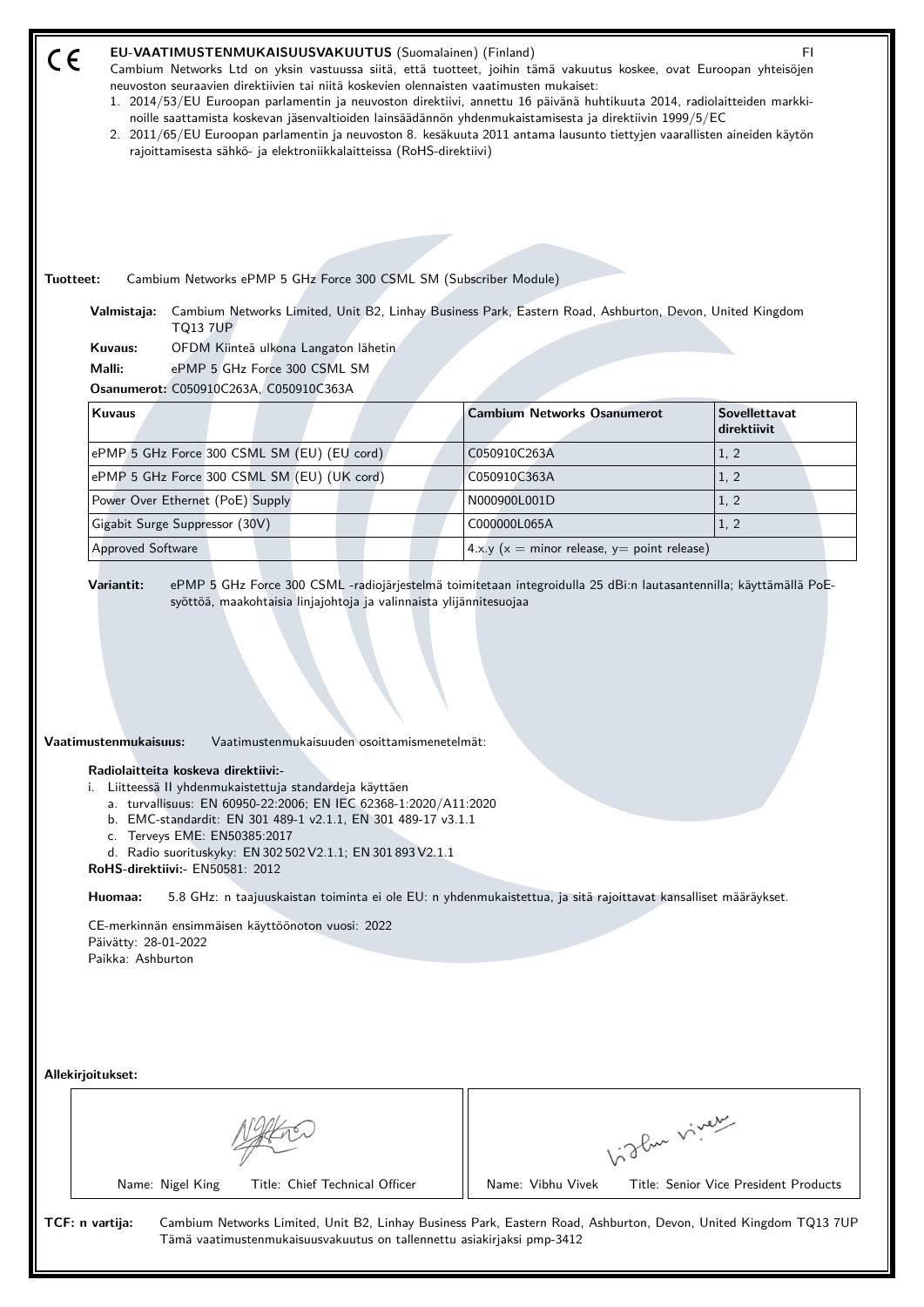CE

**EU-VAATIMUSTENMUKAISUUSVAKUUTUS** (Suomalainen) (Finland) FI

Cambium Networks Ltd on yksin vastuussa siitä, että tuotteet, joihin tämä vakuutus koskee, ovat Euroopan yhteisöjen neuvoston seuraavien direktiivien tai niitä koskevien olennaisten vaatimusten mukaiset:

1. 2014/53/EU Euroopan parlamentin ja neuvoston direktiivi, annettu 16 päivänä huhtikuuta 2014, radiolaitteiden markkinoille saattamista koskevan jäsenvaltioiden lainsäädännön yhdenmukaistamisesta ja direktiivin 1999/5/EC
2. 2011/65/EU Euroopan parlamentin ja neuvoston 8. kesäkuuta 2011 antama lausunto tiettyjen vaarallisten aineiden käytön rajoittamisesta sähkö- ja elektroniikkalaitteissa (RoHS-direktiivi)

**Tuotteet:** Cambium Networks ePMP 5 GHz Force 300 CSML SM (Subscriber Module)

**Valmistaja:** Cambium Networks Limited, Unit B2, Linhay Business Park, Eastern Road, Ashburton, Devon, United Kingdom TQ13 7UP

**Kuvaus:** OFDM Kiinteä ulkona Langaton lähetin

**Malli:** ePMP 5 GHz Force 300 CSML SM

**Osanumerot:** C050910C263A, C050910C363A

| Kuvaus | Cambium Networks Osanumerot | Sovellettavat direktiivit |
|---|---|---|
| ePMP 5 GHz Force 300 CSML SM (EU) (EU cord) | C050910C263A | 1, 2 |
| ePMP 5 GHz Force 300 CSML SM (EU) (UK cord) | C050910C363A | 1, 2 |
| Power Over Ethernet (PoE) Supply | N000900L001D | 1, 2 |
| Gigabit Surge Suppressor (30V) | C000000L065A | 1, 2 |
| Approved Software | 4.x.y (x = minor release, y= point release) | |

**Variantit:** ePMP 5 GHz Force 300 CSML -radiojärjestelmä toimitetaan integroidulla 25 dBi:n lautasantennilla; käyttämällä PoE-syöttöä, maakohtaisia linjajohtoja ja valinnaista ylijännitesuojaa

**Vaatimustenmukaisuus:** Vaatimustenmukaisuuden osoittamismenetelmät:

**Radiolaitteita koskeva direktiivi:-**

i. Liitteessä II yhdenmukaistettuja standardeja käyttäen
   a. turvallisuus: EN 60950-22:2006; EN IEC 62368-1:2020/A11:2020
   b. EMC-standardit: EN 301 489-1 v2.1.1, EN 301 489-17 v3.1.1
   c. Terveys EME: EN50385:2017
   d. Radio suorituskyky: EN 302 502 V2.1.1; EN 301 893 V2.1.1

**RoHS-direktiivi:-** EN50581: 2012

**Huomaa:** 5.8 GHz: n taajuuskaistan toiminta ei ole EU: n yhdenmukaistettua, ja sitä rajoittavat kansalliset määräykset.

CE-merkinnän ensimmäisen käyttöönoton vuosi: 2022
Päivätty: 28-01-2022
Paikka: Ashburton

**Allekirjoitukset:**

| Name: Nigel King Title: Chief Technical Officer | Name: Vibhu Vivek Title: Senior Vice President Products |
|---|---|

**TCF: n vartija:** Cambium Networks Limited, Unit B2, Linhay Business Park, Eastern Road, Ashburton, Devon, United Kingdom TQ13 7UP
Tämä vaatimustenmukaisuusvakuutus on tallennettu asiakirjaksi pmp-3412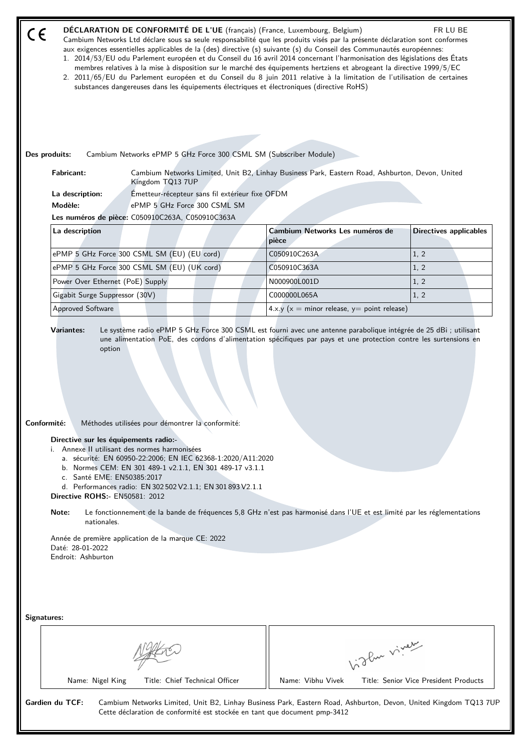CE **DÉCLARATION DE CONFORMITÉ DE L'UE** (français) (France, Luxembourg, Belgium) FR LU BE

Cambium Networks Ltd déclare sous sa seule responsabilité que les produits visés par la présente déclaration sont conformes aux exigences essentielles applicables de la (des) directive (s) suivante (s) du Conseil des Communautés européennes:

1. 2014/53/EU odu Parlement européen et du Conseil du 16 avril 2014 concernant l'harmonisation des législations des États membres relatives à la mise à disposition sur le marché des équipements hertziens et abrogeant la directive 1999/5/EC
2. 2011/65/EU du Parlement européen et du Conseil du 8 juin 2011 relative à la limitation de l'utilisation de certaines substances dangereuses dans les équipements électriques et électroniques (directive RoHS)

**Des produits:** Cambium Networks ePMP 5 GHz Force 300 CSML SM (Subscriber Module)

**Fabricant:** Cambium Networks Limited, Unit B2, Linhay Business Park, Eastern Road, Ashburton, Devon, United Kingdom TQ13 7UP

**La description:** Émetteur-récepteur sans fil extérieur fixe OFDM

**Modèle:** ePMP 5 GHz Force 300 CSML SM

**Les numéros de pièce:** C050910C263A, C050910C363A

| La description | Cambium Networks Les numéros de pièce | Directives applicables |
|---|---|---|
| ePMP 5 GHz Force 300 CSML SM (EU) (EU cord) | C050910C263A | 1, 2 |
| ePMP 5 GHz Force 300 CSML SM (EU) (UK cord) | C050910C363A | 1, 2 |
| Power Over Ethernet (PoE) Supply | N000900L001D | 1, 2 |
| Gigabit Surge Suppressor (30V) | C000000L065A | 1, 2 |
| Approved Software | 4.x.y (x = minor release, y= point release) | |

**Variantes:** Le système radio ePMP 5 GHz Force 300 CSML est fourni avec une antenne parabolique intégrée de 25 dBi ; utilisant une alimentation PoE, des cordons d'alimentation spécifiques par pays et une protection contre les surtensions en option

**Conformité:** Méthodes utilisées pour démontrer la conformité:

**Directive sur les équipements radio:-**

i. Annexe II utilisant des normes harmonisées
   a. sécurité: EN 60950-22:2006; EN IEC 62368-1:2020/A11:2020
   b. Normes CEM: EN 301 489-1 v2.1.1, EN 301 489-17 v3.1.1
   c. Santé EME: EN50385:2017
   d. Performances radio: EN 302 502 V2.1.1; EN 301 893 V2.1.1

**Directive ROHS:-** EN50581: 2012

**Note:** Le fonctionnement de la bande de fréquences 5,8 GHz n'est pas harmonisé dans l'UE et est limité par les réglementations nationales.

Année de première application de la marque CE: 2022
Daté: 28-01-2022
Endroit: Ashburton

**Signatures:**

| Name: Nigel King Title: Chief Technical Officer | Name: Vibhu Vivek Title: Senior Vice President Products |
|---|---|

**Gardien du TCF:** Cambium Networks Limited, Unit B2, Linhay Business Park, Eastern Road, Ashburton, Devon, United Kingdom TQ13 7UP
Cette déclaration de conformité est stockée en tant que document pmp-3412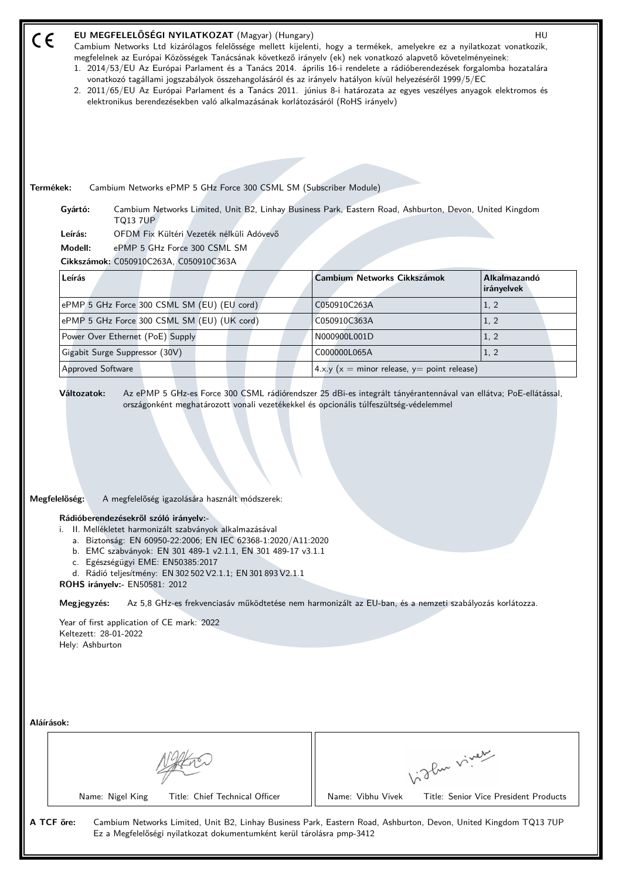CE **EU MEGFELELŐSÉGI NYILATKOZAT** (Magyar) (Hungary) HU

Cambium Networks Ltd kizárólagos felelőssége mellett kijelenti, hogy a termékek, amelyekre ez a nyilatkozat vonatkozik, megfelelnek az Európai Közösségek Tanácsának következő irányelv (ek) nek vonatkozó alapvető követelményeinek:

1. 2014/53/EU Az Európai Parlament és a Tanács 2014. április 16-i rendelete a rádióberendezések forgalomba hozatalára vonatkozó tagállami jogszabályok összehangolásáról és az irányelv hatályon kívül helyezéséről 1999/5/EC
2. 2011/65/EU Az Európai Parlament és a Tanács 2011. június 8-i határozata az egyes veszélyes anyagok elektromos és elektronikus berendezésekben való alkalmazásának korlátozásáról (RoHS irányelv)

**Termékek:** Cambium Networks ePMP 5 GHz Force 300 CSML SM (Subscriber Module)

**Gyártó:** Cambium Networks Limited, Unit B2, Linhay Business Park, Eastern Road, Ashburton, Devon, United Kingdom TQ13 7UP

**Leírás:** OFDM Fix Kültéri Vezeték nélküli Adóvevő

**Modell:** ePMP 5 GHz Force 300 CSML SM

**Cikkszámok:** C050910C263A, C050910C363A

| Leírás | Cambium Networks Cikkszámok | Alkalmazandó irányelvek |
|---|---|---|
| ePMP 5 GHz Force 300 CSML SM (EU) (EU cord) | C050910C263A | 1, 2 |
| ePMP 5 GHz Force 300 CSML SM (EU) (UK cord) | C050910C363A | 1, 2 |
| Power Over Ethernet (PoE) Supply | N000900L001D | 1, 2 |
| Gigabit Surge Suppressor (30V) | C000000L065A | 1, 2 |
| Approved Software | 4.x.y (x = minor release, y= point release) | |

**Változatok:** Az ePMP 5 GHz-es Force 300 CSML rádiórendszer 25 dBi-es integrált tányérantennával van ellátva; PoE-ellátással, országonként meghatározott vonali vezetékekkel és opcionális túlfeszültség-védelemmel

**Megfelelőség:** A megfelelőség igazolására használt módszerek:

**Rádióberendezésekről szóló irányelv:-**

i. II. Mellékletet harmonizált szabványok alkalmazásával
   a. Biztonság: EN 60950-22:2006; EN IEC 62368-1:2020/A11:2020
   b. EMC szabványok: EN 301 489-1 v2.1.1, EN 301 489-17 v3.1.1
   c. Egészségügyi EME: EN50385:2017
   d. Rádió teljesítmény: EN 302 502 V2.1.1; EN 301 893 V2.1.1

**ROHS irányelv:-** EN50581: 2012

**Megjegyzés:** Az 5,8 GHz-es frekvenciasáv működtetése nem harmonizált az EU-ban, és a nemzeti szabályozás korlátozza.

Year of first application of CE mark: 2022
Keltezett: 28-01-2022
Hely: Ashburton

**Aláírások:**

| Name: Nigel King Title: Chief Technical Officer | Name: Vibhu Vivek Title: Senior Vice President Products |
|---|---|

**A TCF őre:** Cambium Networks Limited, Unit B2, Linhay Business Park, Eastern Road, Ashburton, Devon, United Kingdom TQ13 7UP
Ez a Megfelelőségi nyilatkozat dokumentumként kerül tárolásra pmp-3412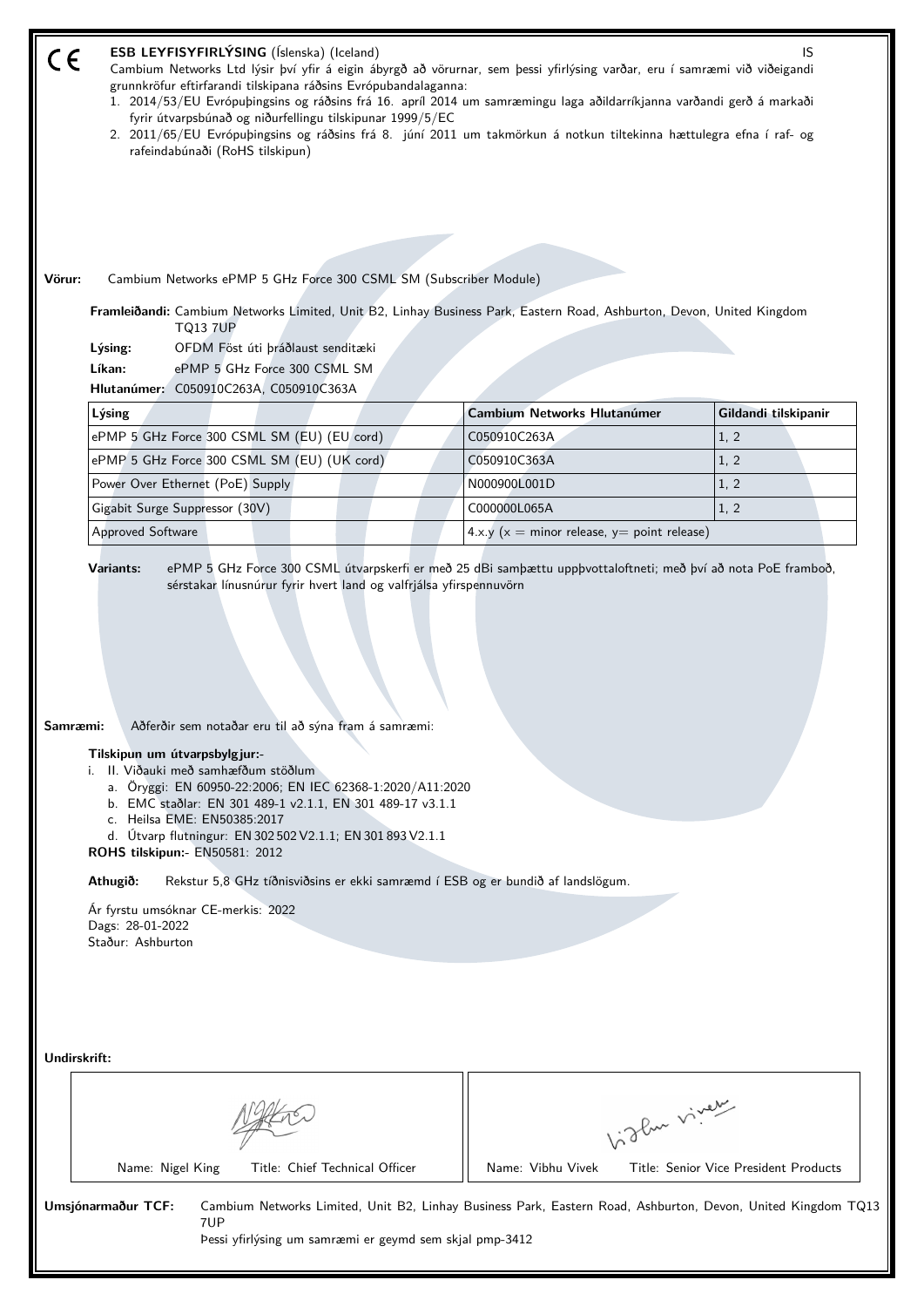CE

## ESB LEYFISYFIRLÝSING (Íslenska) (Iceland)

IS

Cambium Networks Ltd lýsir því yfir á eigin ábyrgð að vörurnar, sem þessi yfirlýsing varðar, eru í samræmi við viðeigandi grunnkröfur eftirfarandi tilskipana ráðsins Evrópubandalaganna:

1. 2014/53/EU Evrópuþingsins og ráðsins frá 16. apríl 2014 um samræmingu laga aðildarríkjanna varðandi gerð á markaði fyrir útvarpsbúnað og niðurfellingu tilskipunar 1999/5/EC
2. 2011/65/EU Evrópuþingsins og ráðsins frá 8. júní 2011 um takmörkun á notkun tiltekinna hættulegra efna í raf- og rafeindabúnaði (RoHS tilskipun)

**Vörur:** Cambium Networks ePMP 5 GHz Force 300 CSML SM (Subscriber Module)

**Framleiðandi:** Cambium Networks Limited, Unit B2, Linhay Business Park, Eastern Road, Ashburton, Devon, United Kingdom TQ13 7UP

**Lýsing:** OFDM Föst úti þráðlaust senditæki

**Líkan:** ePMP 5 GHz Force 300 CSML SM

**Hlutanúmer:** C050910C263A, C050910C363A

| Lýsing | Cambium Networks Hlutanúmer | Gildandi tilskipanir |
|---|---|---|
| ePMP 5 GHz Force 300 CSML SM (EU) (EU cord) | C050910C263A | 1, 2 |
| ePMP 5 GHz Force 300 CSML SM (EU) (UK cord) | C050910C363A | 1, 2 |
| Power Over Ethernet (PoE) Supply | N000900L001D | 1, 2 |
| Gigabit Surge Suppressor (30V) | C000000L065A | 1, 2 |
| Approved Software | 4.x.y (x = minor release, y= point release) | |

**Variants:** ePMP 5 GHz Force 300 CSML útvarpskerfi er með 25 dBi samþættu uppþvottaloftneti; með því að nota PoE framboð, sérstakar línusnúrur fyrir hvert land og valfrjálsa yfirspennuvörn

**Samræmi:** Aðferðir sem notaðar eru til að sýna fram á samræmi:

**Tilskipun um útvarpsbylgjur:-**

i. II. Viðauki með samhæfðum stöðlum
   a. Öryggi: EN 60950-22:2006; EN IEC 62368-1:2020/A11:2020
   b. EMC staðlar: EN 301 489-1 v2.1.1, EN 301 489-17 v3.1.1
   c. Heilsa EME: EN50385:2017
   d. Útvarp flutningur: EN 302 502 V2.1.1; EN 301 893 V2.1.1

**ROHS tilskipun:-** EN50581: 2012

**Athugið:** Rekstur 5,8 GHz tíðnisviðsins er ekki samræmd í ESB og er bundið af landslögum.

Ár fyrstu umsóknar CE-merkis: 2022
Dags: 28-01-2022
Staður: Ashburton

**Undirskrift:**

| Name: Nigel King Title: Chief Technical Officer | Name: Vibhu Vivek Title: Senior Vice President Products |
|---|---|

**Umsjónarmaður TCF:** Cambium Networks Limited, Unit B2, Linhay Business Park, Eastern Road, Ashburton, Devon, United Kingdom TQ13 7UP
Þessi yfirlýsing um samræmi er geymd sem skjal pmp-3412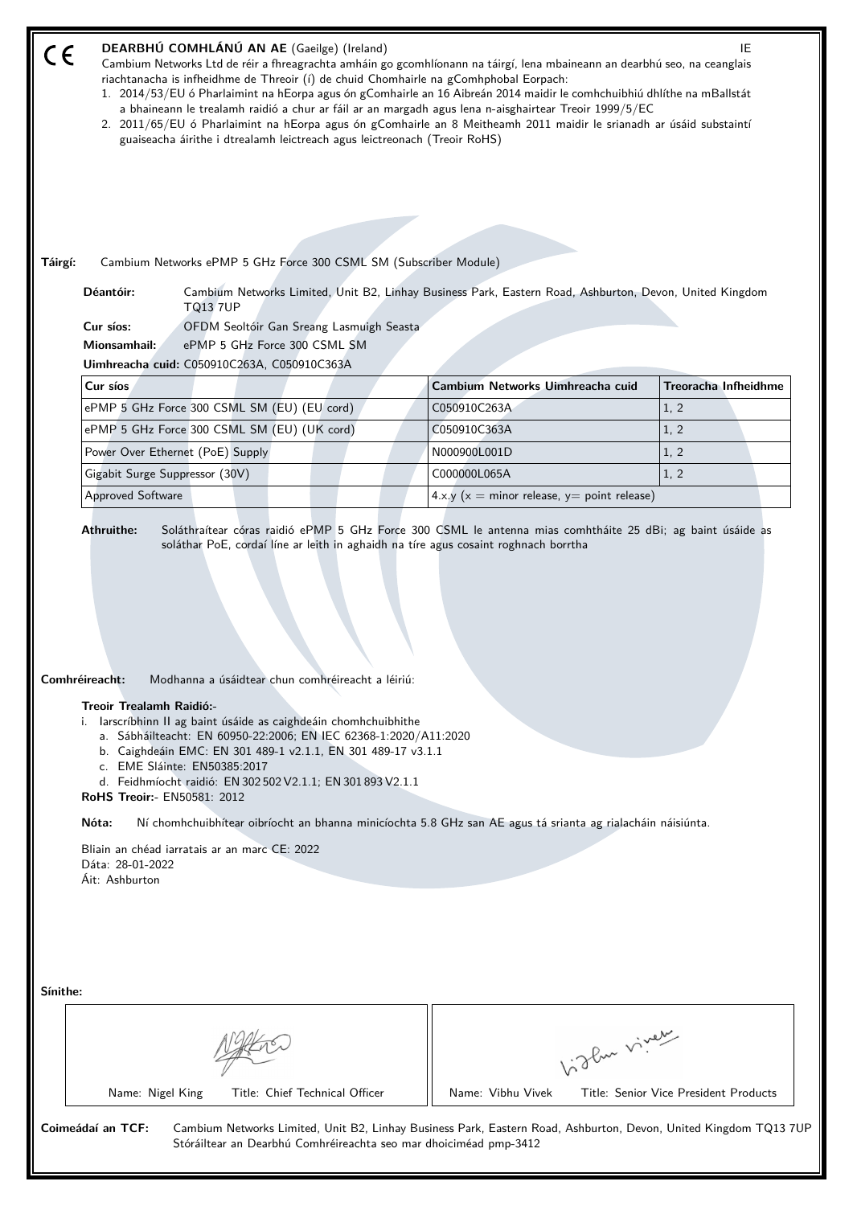CE

## DEARBHÚ COMHLÁNÚ AN AE (Gaeilge) (Ireland)

IE

Cambium Networks Ltd de réir a fhreagrachta amháin go gcomhlíonann na táirgí, lena mbaineann an dearbhú seo, na ceanglais riachtanacha is infheidhme de Threoir (í) de chuid Chomhairle na gComhphobal Eorpach:

1. 2014/53/EU ó Pharlaimint na hEorpa agus ón gComhairle an 16 Aibreán 2014 maidir le comhchuibhiú dhlíthe na mBallstát a bhaineann le trealamh raidió a chur ar fáil ar an margadh agus lena n-aisghairtear Treoir 1999/5/EC
2. 2011/65/EU ó Pharlaimint na hEorpa agus ón gComhairle an 8 Meitheamh 2011 maidir le srianadh ar úsáid substaintí guaiseacha áirithe i dtrealamh leictreach agus leictreonach (Treoir RoHS)

**Táirgí:** Cambium Networks ePMP 5 GHz Force 300 CSML SM (Subscriber Module)

**Déantóir:** Cambium Networks Limited, Unit B2, Linhay Business Park, Eastern Road, Ashburton, Devon, United Kingdom TQ13 7UP

**Cur síos:** OFDM Seoltóir Gan Sreang Lasmuigh Seasta

**Mionsamhail:** ePMP 5 GHz Force 300 CSML SM

**Uimhreacha cuid:** C050910C263A, C050910C363A

| Cur síos | Cambium Networks Uimhreacha cuid | Treoracha Infheidhme |
|---|---|---|
| ePMP 5 GHz Force 300 CSML SM (EU) (EU cord) | C050910C263A | 1, 2 |
| ePMP 5 GHz Force 300 CSML SM (EU) (UK cord) | C050910C363A | 1, 2 |
| Power Over Ethernet (PoE) Supply | N000900L001D | 1, 2 |
| Gigabit Surge Suppressor (30V) | C000000L065A | 1, 2 |
| Approved Software | 4.x.y (x = minor release, y= point release) | |

**Athruithe:** Soláthraítear córas raidió ePMP 5 GHz Force 300 CSML le antenna mias comhtháite 25 dBi; ag baint úsáide as soláthar PoE, cordaí líne ar leith in aghaidh na tíre agus cosaint roghnach borrtha

**Comhréireacht:** Modhanna a úsáidtear chun comhréireacht a léiriú:

**Treoir Trealamh Raidió:-**

i. Iarscríbhinn II ag baint úsáide as caighdeáin chomhchuibhithe
   a. Sábháilteacht: EN 60950-22:2006; EN IEC 62368-1:2020/A11:2020
   b. Caighdeáin EMC: EN 301 489-1 v2.1.1, EN 301 489-17 v3.1.1
   c. EME Sláinte: EN50385:2017
   d. Feidhmíocht raidió: EN 302 502 V2.1.1; EN 301 893 V2.1.1

**RoHS Treoir:-** EN50581: 2012

**Nóta:** Ní comhchuibhítear oibríocht an bhanna minicíochta 5.8 GHz san AE agus tá srianta ag rialacháin náisiúnta.

Bliain an chéad iarratais ar an marc CE: 2022
Dáta: 28-01-2022
Áit: Ashburton

**Sínithe:**

| Name: Nigel King Title: Chief Technical Officer | Name: Vibhu Vivek Title: Senior Vice President Products |
|---|---|

**Coimeádaí an TCF:** Cambium Networks Limited, Unit B2, Linhay Business Park, Eastern Road, Ashburton, Devon, United Kingdom TQ13 7UP
Stóráiltear an Dearbhú Comhréireachta seo mar dhoiciméad pmp-3412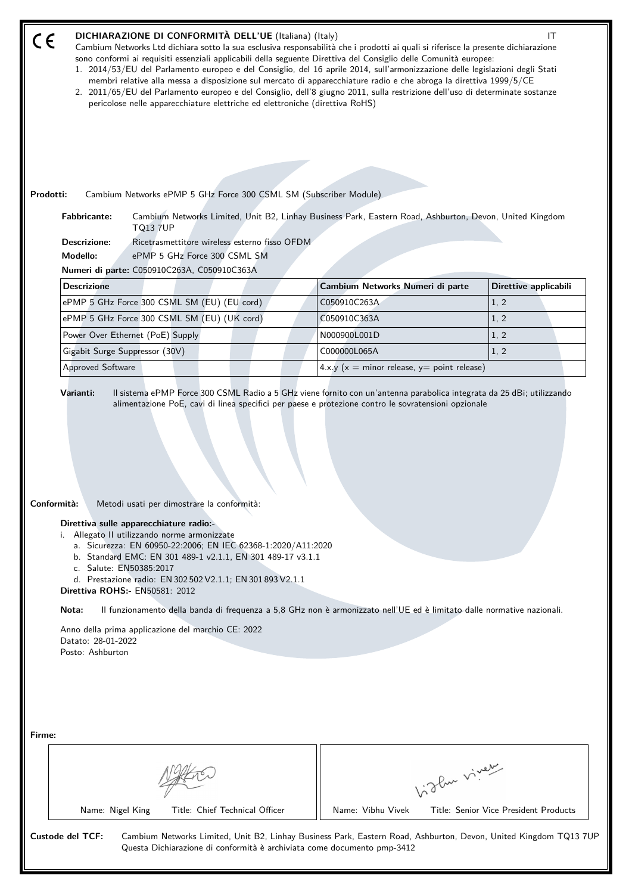CE

## DICHIARAZIONE DI CONFORMITÀ DELL'UE (Italiana) (Italy)

IT

Cambium Networks Ltd dichiara sotto la sua esclusiva responsabilità che i prodotti ai quali si riferisce la presente dichiarazione sono conformi ai requisiti essenziali applicabili della seguente Direttiva del Consiglio delle Comunità europee:

1. 2014/53/EU del Parlamento europeo e del Consiglio, del 16 aprile 2014, sull'armonizzazione delle legislazioni degli Stati membri relative alla messa a disposizione sul mercato di apparecchiature radio e che abroga la direttiva 1999/5/CE
2. 2011/65/EU del Parlamento europeo e del Consiglio, dell'8 giugno 2011, sulla restrizione dell'uso di determinate sostanze pericolose nelle apparecchiature elettriche ed elettroniche (direttiva RoHS)

**Prodotti:** Cambium Networks ePMP 5 GHz Force 300 CSML SM (Subscriber Module)

**Fabbricante:** Cambium Networks Limited, Unit B2, Linhay Business Park, Eastern Road, Ashburton, Devon, United Kingdom TQ13 7UP

**Descrizione:** Ricetrasmettitore wireless esterno fisso OFDM

**Modello:** ePMP 5 GHz Force 300 CSML SM

**Numeri di parte:** C050910C263A, C050910C363A

| Descrizione | Cambium Networks Numeri di parte | Direttive applicabili |
|---|---|---|
| ePMP 5 GHz Force 300 CSML SM (EU) (EU cord) | C050910C263A | 1, 2 |
| ePMP 5 GHz Force 300 CSML SM (EU) (UK cord) | C050910C363A | 1, 2 |
| Power Over Ethernet (PoE) Supply | N000900L001D | 1, 2 |
| Gigabit Surge Suppressor (30V) | C000000L065A | 1, 2 |
| Approved Software | 4.x.y (x = minor release, y= point release) | |

**Varianti:** Il sistema ePMP Force 300 CSML Radio a 5 GHz viene fornito con un'antenna parabolica integrata da 25 dBi; utilizzando alimentazione PoE, cavi di linea specifici per paese e protezione contro le sovratensioni opzionale

**Conformità:** Metodi usati per dimostrare la conformità:

**Direttiva sulle apparecchiature radio:-**

i. Allegato II utilizzando norme armonizzate
   a. Sicurezza: EN 60950-22:2006; EN IEC 62368-1:2020/A11:2020
   b. Standard EMC: EN 301 489-1 v2.1.1, EN 301 489-17 v3.1.1
   c. Salute: EN50385:2017
   d. Prestazione radio: EN 302 502 V2.1.1; EN 301 893 V2.1.1

**Direttiva ROHS:-** EN50581: 2012

**Nota:** Il funzionamento della banda di frequenza a 5,8 GHz non è armonizzato nell'UE ed è limitato dalle normative nazionali.

Anno della prima applicazione del marchio CE: 2022
Datato: 28-01-2022
Posto: Ashburton

**Firme:**

| Name: Nigel King Title: Chief Technical Officer | Name: Vibhu Vivek Title: Senior Vice President Products |
|---|---|

**Custode del TCF:** Cambium Networks Limited, Unit B2, Linhay Business Park, Eastern Road, Ashburton, Devon, United Kingdom TQ13 7UP
Questa Dichiarazione di conformità è archiviata come documento pmp-3412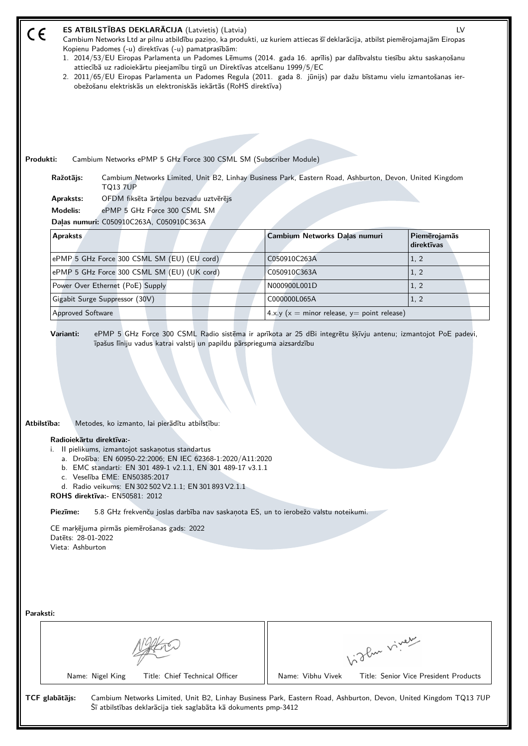CE

## ES ATBILSTĪBAS DEKLARĀCIJA (Latvietis) (Latvia)

LV

Cambium Networks Ltd ar pilnu atbildību paziņo, ka produkti, uz kuriem attiecas šī deklarācija, atbilst piemērojamajām Eiropas Kopienu Padomes (-u) direktīvas (-u) pamatprasībām:

1. 2014/53/EU Eiropas Parlamenta un Padomes Lēmums (2014. gada 16. aprīlis) par dalībvalstu tiesību aktu saskaņošanu attiecībā uz radioiekārtu pieejamību tirgū un Direktīvas atcelšanu 1999/5/EC
2. 2011/65/EU Eiropas Parlamenta un Padomes Regula (2011. gada 8. jūnijs) par dažu bīstamu vielu izmantošanas ierobežošanu elektriskās un elektroniskās iekārtās (RoHS direktīva)

**Produkti:** Cambium Networks ePMP 5 GHz Force 300 CSML SM (Subscriber Module)

**Ražotājs:** Cambium Networks Limited, Unit B2, Linhay Business Park, Eastern Road, Ashburton, Devon, United Kingdom TQ13 7UP

**Apraksts:** OFDM fiksēta ārtelpu bezvadu uztvērējs

**Modelis:** ePMP 5 GHz Force 300 CSML SM

**Daļas numuri:** C050910C263A, C050910C363A

| Apraksts | Cambium Networks Daļas numuri | Piemērojamās direktīvas |
|---|---|---|
| ePMP 5 GHz Force 300 CSML SM (EU) (EU cord) | C050910C263A | 1, 2 |
| ePMP 5 GHz Force 300 CSML SM (EU) (UK cord) | C050910C363A | 1, 2 |
| Power Over Ethernet (PoE) Supply | N000900L001D | 1, 2 |
| Gigabit Surge Suppressor (30V) | C000000L065A | 1, 2 |
| Approved Software | 4.x.y (x = minor release, y= point release) | |

**Varianti:** ePMP 5 GHz Force 300 CSML Radio sistēma ir aprīkota ar 25 dBi integrētu šķīvju antenu; izmantojot PoE padevi, īpašus līniju vadus katrai valstij un papildu pārsprieguma aizsardzību

**Atbilstība:** Metodes, ko izmanto, lai pierādītu atbilstību:

**Radioiekārtu direktīva:-**

i. II pielikums, izmantojot saskaņotus standartus
   a. Drošība: EN 60950-22:2006; EN IEC 62368-1:2020/A11:2020
   b. EMC standarti: EN 301 489-1 v2.1.1, EN 301 489-17 v3.1.1
   c. Veselība EME: EN50385:2017
   d. Radio veikums: EN 302 502 V2.1.1; EN 301 893 V2.1.1

**ROHS direktīva:-** EN50581: 2012

**Piezīme:** 5.8 GHz frekvenču joslas darbība nav saskaņota ES, un to ierobežo valstu noteikumi.

CE marķējuma pirmās piemērošanas gads: 2022
Datēts: 28-01-2022
Vieta: Ashburton

**Paraksti:**

| Name: Nigel King Title: Chief Technical Officer | Name: Vibhu Vivek Title: Senior Vice President Products |
|---|---|

**TCF glabātājs:** Cambium Networks Limited, Unit B2, Linhay Business Park, Eastern Road, Ashburton, Devon, United Kingdom TQ13 7UP
Šī atbilstības deklarācija tiek saglabāta kā dokuments pmp-3412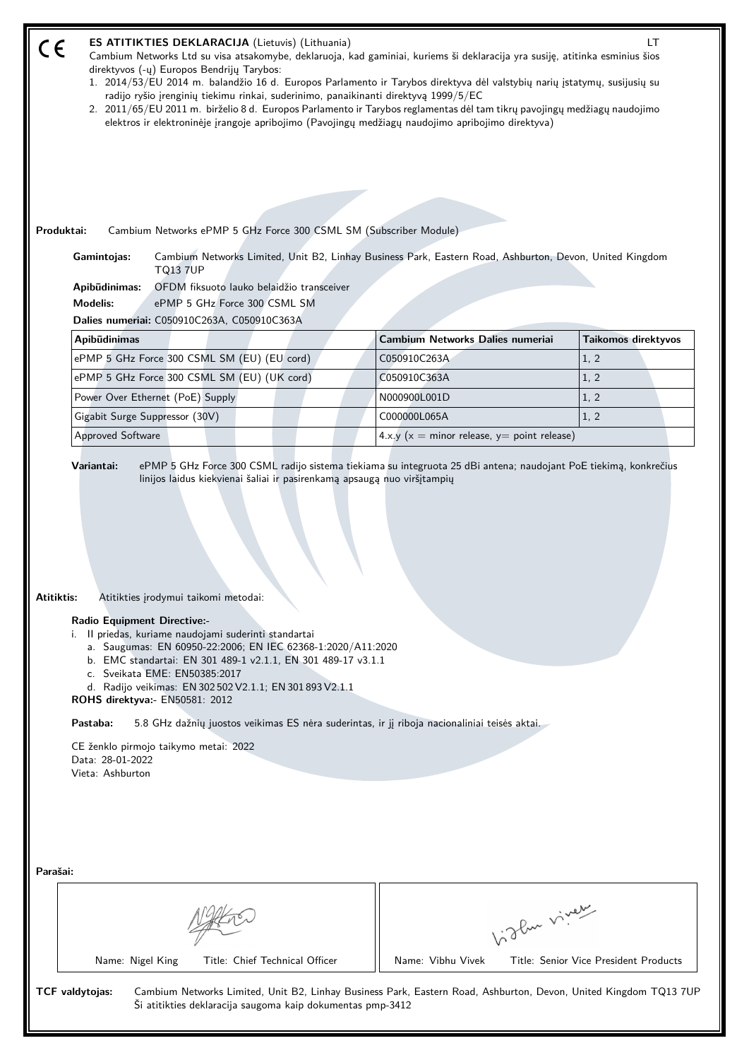CE

## ES ATITIKTIES DEKLARACIJA (Lietuvis) (Lithuania)

LT

Cambium Networks Ltd su visa atsakomybe, deklaruoja, kad gaminiai, kuriems ši deklaracija yra susiję, atitinka esminius šios direktyvos (-ų) Europos Bendrijų Tarybos:

1. 2014/53/EU 2014 m. balandžio 16 d. Europos Parlamento ir Tarybos direktyva dėl valstybių narių įstatymų, susijusių su radijo ryšio įrenginių tiekimu rinkai, suderinimo, panaikinanti direktyvą 1999/5/EC
2. 2011/65/EU 2011 m. birželio 8 d. Europos Parlamento ir Tarybos reglamentas dėl tam tikrų pavojingų medžiagų naudojimo elektros ir elektroninėje įrangoje apribojimo (Pavojingų medžiagų naudojimo apribojimo direktyva)

**Produktai:** Cambium Networks ePMP 5 GHz Force 300 CSML SM (Subscriber Module)

**Gamintojas:** Cambium Networks Limited, Unit B2, Linhay Business Park, Eastern Road, Ashburton, Devon, United Kingdom TQ13 7UP

**Apibūdinimas:** OFDM fiksuoto lauko belaidžio transceiver

**Modelis:** ePMP 5 GHz Force 300 CSML SM

**Dalies numeriai:** C050910C263A, C050910C363A

| Apibūdinimas | Cambium Networks Dalies numeriai | Taikomos direktyvos |
|---|---|---|
| ePMP 5 GHz Force 300 CSML SM (EU) (EU cord) | C050910C263A | 1, 2 |
| ePMP 5 GHz Force 300 CSML SM (EU) (UK cord) | C050910C363A | 1, 2 |
| Power Over Ethernet (PoE) Supply | N000900L001D | 1, 2 |
| Gigabit Surge Suppressor (30V) | C000000L065A | 1, 2 |
| Approved Software | 4.x.y (x = minor release, y= point release) | |

**Variantai:** ePMP 5 GHz Force 300 CSML radijo sistema tiekiama su integruota 25 dBi antena; naudojant PoE tiekimą, konkrečius linijos laidus kiekvienai šaliai ir pasirenkamą apsaugą nuo viršįtampių

**Atitiktis:** Atitikties įrodymui taikomi metodai:

**Radio Equipment Directive:-**

i. II priedas, kuriame naudojami suderinti standartai
   a. Saugumas: EN 60950-22:2006; EN IEC 62368-1:2020/A11:2020
   b. EMC standartai: EN 301 489-1 v2.1.1, EN 301 489-17 v3.1.1
   c. Sveikata EME: EN50385:2017
   d. Radijo veikimas: EN 302 502 V2.1.1; EN 301 893 V2.1.1

**ROHS direktyva:-** EN50581: 2012

**Pastaba:** 5.8 GHz dažnių juostos veikimas ES nėra suderintas, ir jį riboja nacionaliniai teisės aktai.

CE ženklo pirmojo taikymo metai: 2022
Data: 28-01-2022
Vieta: Ashburton

**Parašai:**

| Name: Nigel King Title: Chief Technical Officer | Name: Vibhu Vivek Title: Senior Vice President Products |
|---|---|

**TCF valdytojas:** Cambium Networks Limited, Unit B2, Linhay Business Park, Eastern Road, Ashburton, Devon, United Kingdom TQ13 7UP
Ši atitikties deklaracija saugoma kaip dokumentas pmp-3412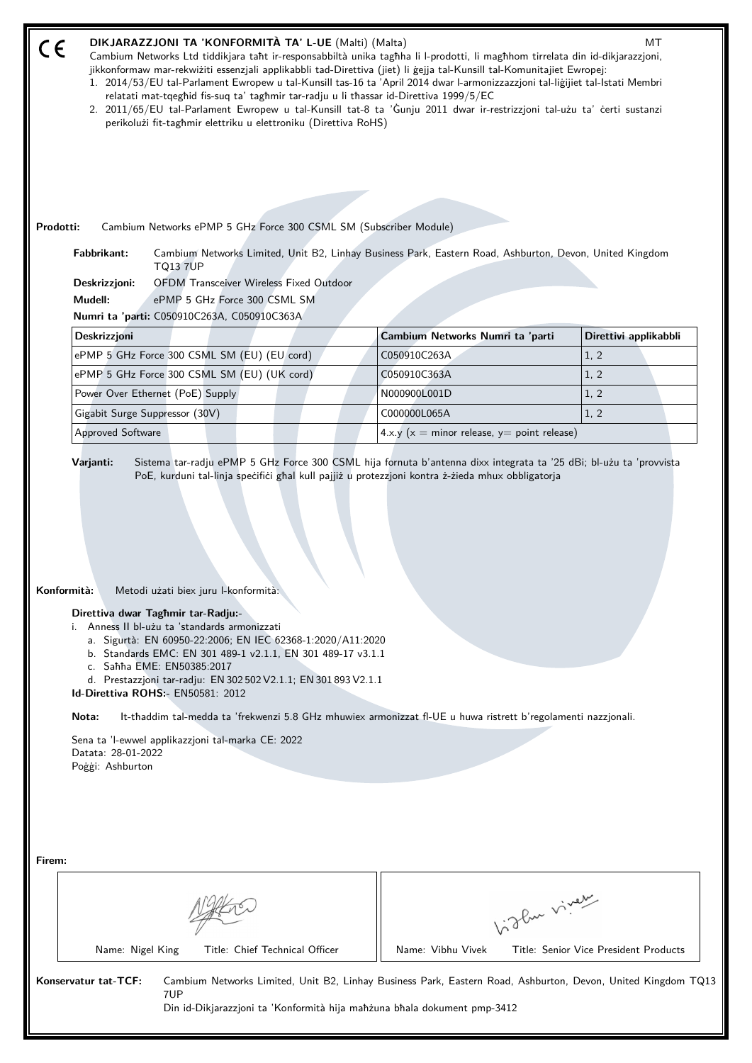CE

# DIKJARAZZJONI TA 'KONFORMITÀ TA' L-UE (Malti) (Malta)

MT

Cambium Networks Ltd tiddikjara taħt ir-responsabbiltà unika tagħha li l-prodotti, li magħhom tirrelata din id-dikjarazzjoni, jikkonformaw mar-rekwiżiti essenzjali applikabbli tad-Direttiva (jiet) li ġejja tal-Kunsill tal-Komunitajiet Ewropej:

1. 2014/53/EU tal-Parlament Ewropew u tal-Kunsill tas-16 ta 'April 2014 dwar l-armonizzazzjoni tal-liġijiet tal-Istati Membri relatati mat-tqegħid fis-suq ta' tagħmir tar-radju u li tħassar id-Direttiva 1999/5/EC
2. 2011/65/EU tal-Parlament Ewropew u tal-Kunsill tat-8 ta 'Ġunju 2011 dwar ir-restrizzjoni tal-użu ta' ċerti sustanzi perikolużi fit-tagħmir elettriku u elettroniku (Direttiva RoHS)

**Prodotti:** Cambium Networks ePMP 5 GHz Force 300 CSML SM (Subscriber Module)

**Fabbrikant:** Cambium Networks Limited, Unit B2, Linhay Business Park, Eastern Road, Ashburton, Devon, United Kingdom TQ13 7UP

**Deskrizzjoni:** OFDM Transceiver Wireless Fixed Outdoor

**Mudell:** ePMP 5 GHz Force 300 CSML SM

**Numri ta 'parti:** C050910C263A, C050910C363A

| Deskrizzjoni | Cambium Networks Numri ta 'parti | Direttivi applikabbli |
|---|---|---|
| ePMP 5 GHz Force 300 CSML SM (EU) (EU cord) | C050910C263A | 1, 2 |
| ePMP 5 GHz Force 300 CSML SM (EU) (UK cord) | C050910C363A | 1, 2 |
| Power Over Ethernet (PoE) Supply | N000900L001D | 1, 2 |
| Gigabit Surge Suppressor (30V) | C000000L065A | 1, 2 |
| Approved Software | 4.x.y (x = minor release, y= point release) | |

**Varjanti:** Sistema tar-radju ePMP 5 GHz Force 300 CSML hija fornuta b'antenna dixx integrata ta '25 dBi; bl-użu ta 'provvista PoE, kurduni tal-linja speċifiċi għal kull pajjiż u protezzjoni kontra ż-żieda mhux obbligatorja

**Konformità:** Metodi użati biex juru l-konformità:

**Direttiva dwar Tagħmir tar-Radju:-**

i. Anness II bl-użu ta 'standards armonizzati
   a. Sigurtà: EN 60950-22:2006; EN IEC 62368-1:2020/A11:2020
   b. Standards EMC: EN 301 489-1 v2.1.1, EN 301 489-17 v3.1.1
   c. Saħħa EME: EN50385:2017
   d. Prestazzjoni tar-radju: EN 302 502 V2.1.1; EN 301 893 V2.1.1

**Id-Direttiva ROHS:-** EN50581: 2012

**Nota:** It-tħaddim tal-medda ta 'frekwenzi 5.8 GHz mhuwiex armonizzat fl-UE u huwa ristrett b'regolamenti nazzjonali.

Sena ta 'l-ewwel applikazzjoni tal-marka CE: 2022
Datata: 28-01-2022
Poġġi: Ashburton

**Firem:**

| Name: Nigel King &nbsp; Title: Chief Technical Officer | Name: Vibhu Vivek &nbsp; Title: Senior Vice President Products |
|---|---|

**Konservatur tat-TCF:** Cambium Networks Limited, Unit B2, Linhay Business Park, Eastern Road, Ashburton, Devon, United Kingdom TQ13 7UP

Din id-Dikjarazzjoni ta 'Konformità hija maħżuna bħala dokument pmp-3412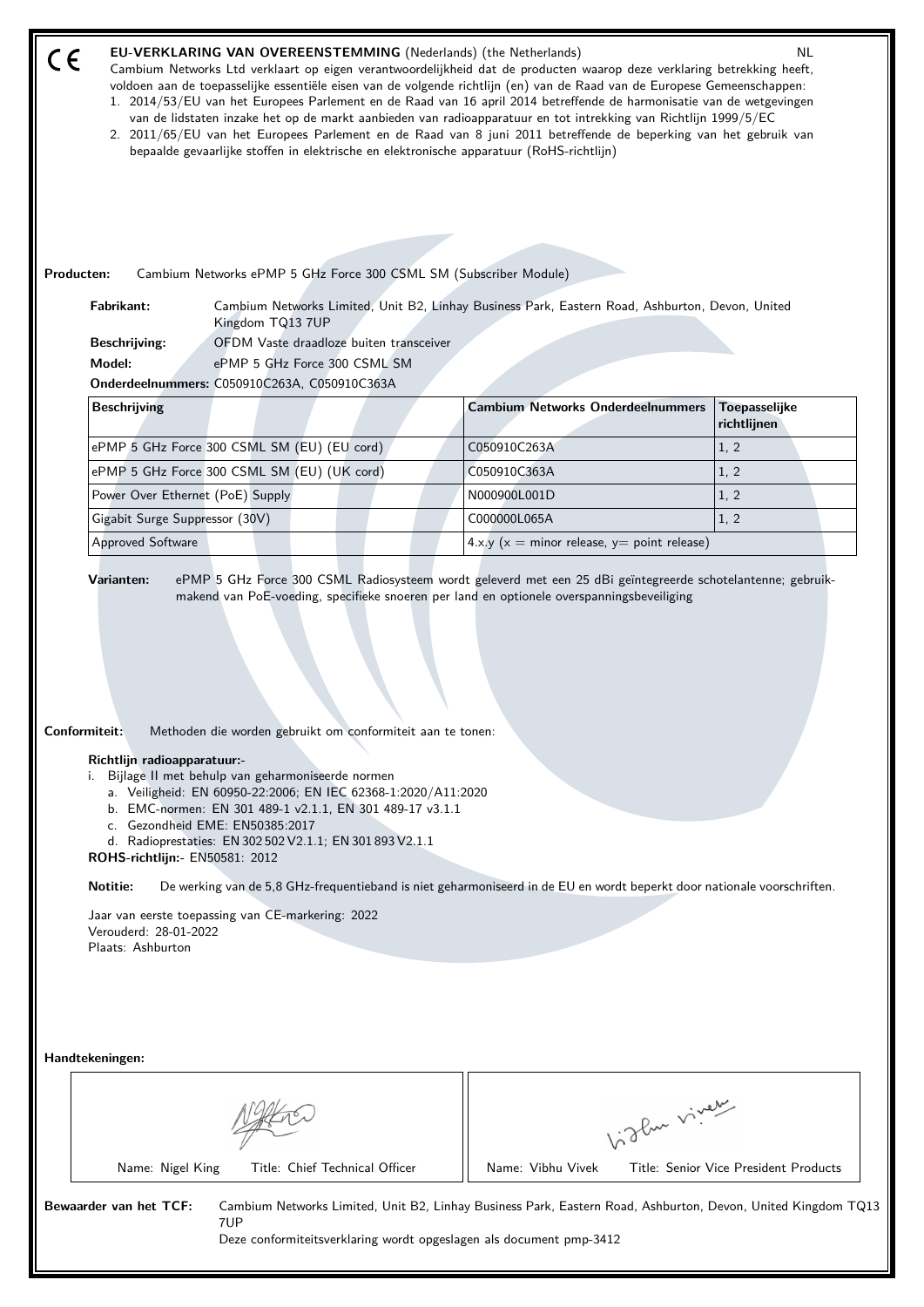CE

# EU-VERKLARING VAN OVEREENSTEMMING (Nederlands) (the Netherlands) NL

Cambium Networks Ltd verklaart op eigen verantwoordelijkheid dat de producten waarop deze verklaring betrekking heeft, voldoen aan de toepasselijke essentiële eisen van de volgende richtlijn (en) van de Raad van de Europese Gemeenschappen:

1. 2014/53/EU van het Europees Parlement en de Raad van 16 april 2014 betreffende de harmonisatie van de wetgevingen van de lidstaten inzake het op de markt aanbieden van radioapparatuur en tot intrekking van Richtlijn 1999/5/EC
2. 2011/65/EU van het Europees Parlement en de Raad van 8 juni 2011 betreffende de beperking van het gebruik van bepaalde gevaarlijke stoffen in elektrische en elektronische apparatuur (RoHS-richtlijn)

**Producten:** Cambium Networks ePMP 5 GHz Force 300 CSML SM (Subscriber Module)

**Fabrikant:** Cambium Networks Limited, Unit B2, Linhay Business Park, Eastern Road, Ashburton, Devon, United Kingdom TQ13 7UP

**Beschrijving:** OFDM Vaste draadloze buiten transceiver

**Model:** ePMP 5 GHz Force 300 CSML SM

**Onderdeelnummers:** C050910C263A, C050910C363A

| Beschrijving | Cambium Networks Onderdeelnummers | Toepasselijke richtlijnen |
|---|---|---|
| ePMP 5 GHz Force 300 CSML SM (EU) (EU cord) | C050910C263A | 1, 2 |
| ePMP 5 GHz Force 300 CSML SM (EU) (UK cord) | C050910C363A | 1, 2 |
| Power Over Ethernet (PoE) Supply | N000900L001D | 1, 2 |
| Gigabit Surge Suppressor (30V) | C000000L065A | 1, 2 |
| Approved Software | 4.x.y (x = minor release, y= point release) | |

**Varianten:** ePMP 5 GHz Force 300 CSML Radiosysteem wordt geleverd met een 25 dBi geïntegreerde schotelantenne; gebruikmakend van PoE-voeding, specifieke snoeren per land en optionele overspanningsbeveiliging

**Conformiteit:** Methoden die worden gebruikt om conformiteit aan te tonen:

**Richtlijn radioapparatuur:-**

i. Bijlage II met behulp van geharmoniseerde normen
   a. Veiligheid: EN 60950-22:2006; EN IEC 62368-1:2020/A11:2020
   b. EMC-normen: EN 301 489-1 v2.1.1, EN 301 489-17 v3.1.1
   c. Gezondheid EME: EN50385:2017
   d. Radioprestaties: EN 302 502 V2.1.1; EN 301 893 V2.1.1

**ROHS-richtlijn:-** EN50581: 2012

**Notitie:** De werking van de 5,8 GHz-frequentieband is niet geharmoniseerd in de EU en wordt beperkt door nationale voorschriften.

Jaar van eerste toepassing van CE-markering: 2022
Verouderd: 28-01-2022
Plaats: Ashburton

**Handtekeningen:**

| Name: Nigel King Title: Chief Technical Officer | Name: Vibhu Vivek Title: Senior Vice President Products |
|---|---|

**Bewaarder van het TCF:** Cambium Networks Limited, Unit B2, Linhay Business Park, Eastern Road, Ashburton, Devon, United Kingdom TQ13 7UP

Deze conformiteitsverklaring wordt opgeslagen als document pmp-3412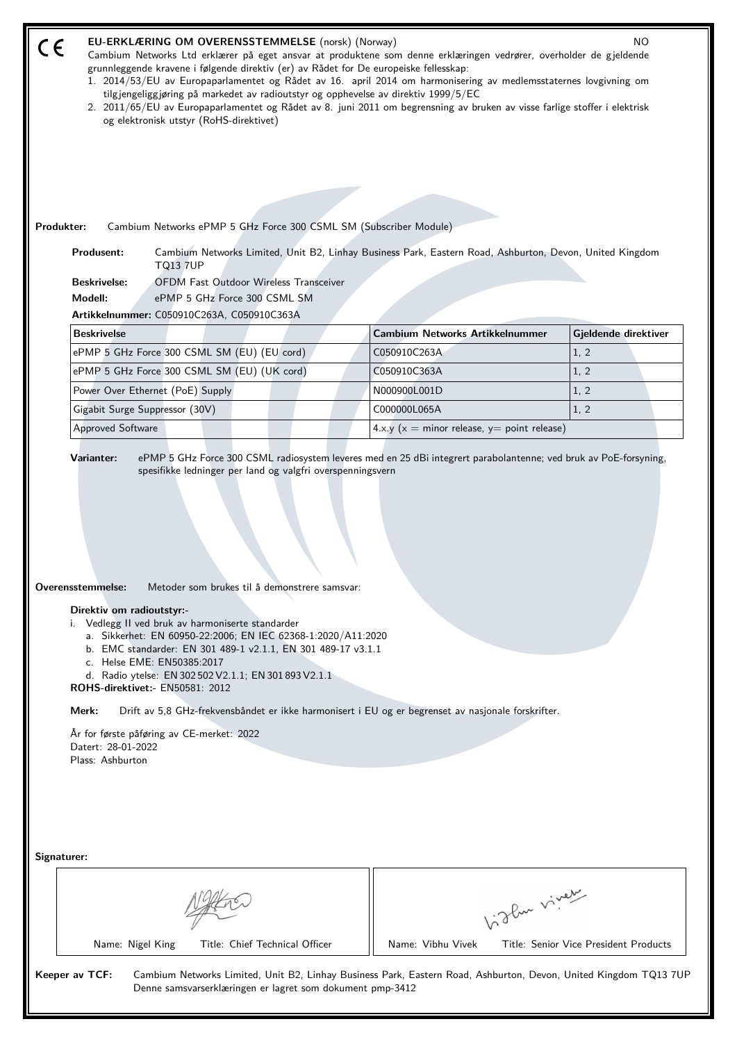CE

# EU-ERKLÆRING OM OVERENSSTEMMELSE (norsk) (Norway)

NO

Cambium Networks Ltd erklærer på eget ansvar at produktene som denne erklæringen vedrører, overholder de gjeldende grunnleggende kravene i følgende direktiv (er) av Rådet for De europeiske fellesskap:

1. 2014/53/EU av Europaparlamentet og Rådet av 16. april 2014 om harmonisering av medlemsstatenes lovgivning om tilgjengeliggjøring på markedet av radioutstyr og opphevelse av direktiv 1999/5/EC
2. 2011/65/EU av Europaparlamentet og Rådet av 8. juni 2011 om begrensning av bruken av visse farlige stoffer i elektrisk og elektronisk utstyr (RoHS-direktivet)

**Produkter:** Cambium Networks ePMP 5 GHz Force 300 CSML SM (Subscriber Module)

**Produsent:** Cambium Networks Limited, Unit B2, Linhay Business Park, Eastern Road, Ashburton, Devon, United Kingdom TQ13 7UP

**Beskrivelse:** OFDM Fast Outdoor Wireless Transceiver

**Modell:** ePMP 5 GHz Force 300 CSML SM

**Artikkelnummer:** C050910C263A, C050910C363A

| Beskrivelse | Cambium Networks Artikkelnummer | Gjeldende direktiver |
|---|---|---|
| ePMP 5 GHz Force 300 CSML SM (EU) (EU cord) | C050910C263A | 1, 2 |
| ePMP 5 GHz Force 300 CSML SM (EU) (UK cord) | C050910C363A | 1, 2 |
| Power Over Ethernet (PoE) Supply | N000900L001D | 1, 2 |
| Gigabit Surge Suppressor (30V) | C000000L065A | 1, 2 |
| Approved Software | 4.x.y (x = minor release, y= point release) | |

**Varianter:** ePMP 5 GHz Force 300 CSML radiosystem leveres med en 25 dBi integrert parabolantenne; ved bruk av PoE-forsyning, spesifikke ledninger per land og valgfri overspenningsvern

**Overensstemmelse:** Metoder som brukes til å demonstrere samsvar:

**Direktiv om radioutstyr:-**

i. Vedlegg II ved bruk av harmoniserte standarder
   a. Sikkerhet: EN 60950-22:2006; EN IEC 62368-1:2020/A11:2020
   b. EMC standarder: EN 301 489-1 v2.1.1, EN 301 489-17 v3.1.1
   c. Helse EME: EN50385:2017
   d. Radio ytelse: EN 302 502 V2.1.1; EN 301 893 V2.1.1

**ROHS-direktivet:-** EN50581: 2012

**Merk:** Drift av 5,8 GHz-frekvensbåndet er ikke harmonisert i EU og er begrenset av nasjonale forskrifter.

År for første påføring av CE-merket: 2022
Datert: 28-01-2022
Plass: Ashburton

**Signaturer:**

| Name: Nigel King Title: Chief Technical Officer | Name: Vibhu Vivek Title: Senior Vice President Products |
|---|---|

**Keeper av TCF:** Cambium Networks Limited, Unit B2, Linhay Business Park, Eastern Road, Ashburton, Devon, United Kingdom TQ13 7UP
Denne samsvarserklæringen er lagret som dokument pmp-3412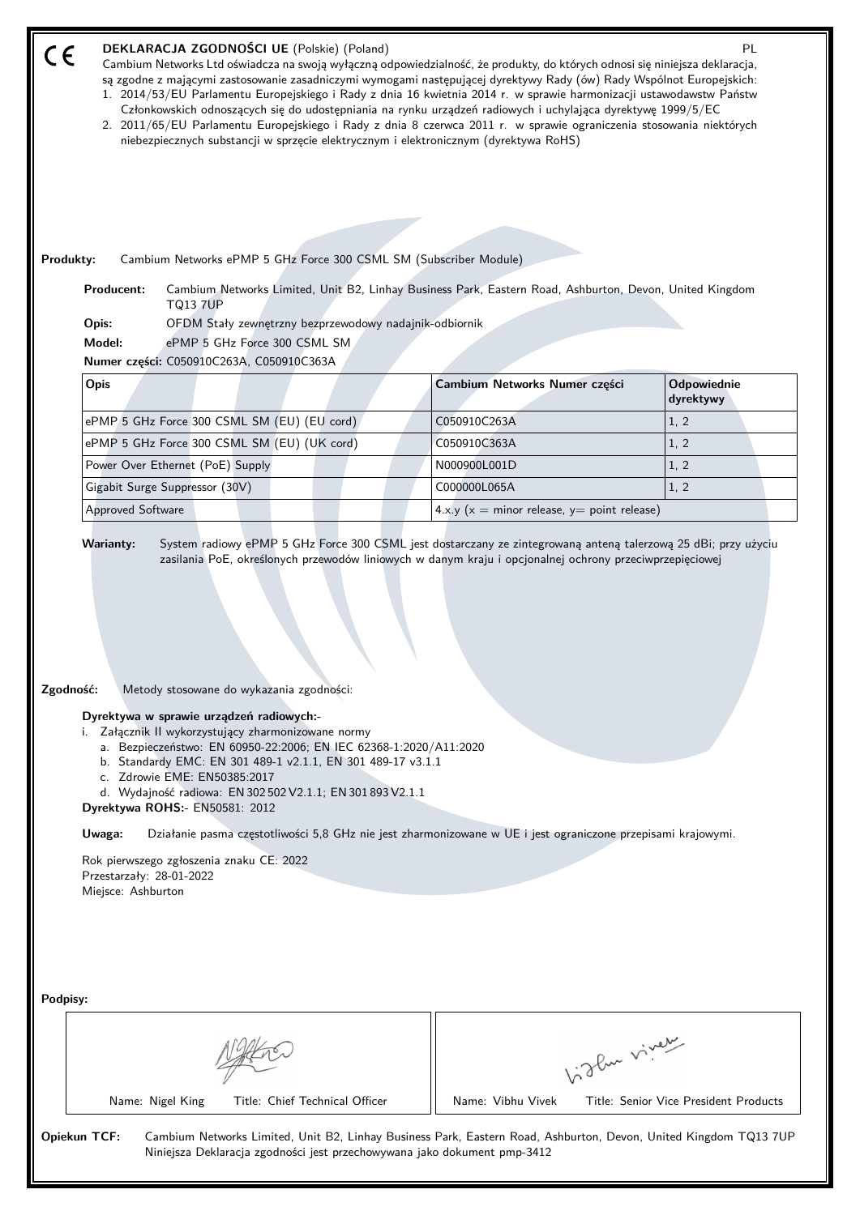CE

**DEKLARACJA ZGODNOŚCI UE** (Polskie) (Poland) PL

Cambium Networks Ltd oświadcza na swoją wyłączną odpowiedzialność, że produkty, do których odnosi się niniejsza deklaracja, są zgodne z mającymi zastosowanie zasadniczymi wymogami następującej dyrektywy Rady (ów) Rady Wspólnot Europejskich:

1. 2014/53/EU Parlamentu Europejskiego i Rady z dnia 16 kwietnia 2014 r. w sprawie harmonizacji ustawodawstw Państw Członkowskich odnoszących się do udostępniania na rynku urządzeń radiowych i uchylająca dyrektywę 1999/5/EC
2. 2011/65/EU Parlamentu Europejskiego i Rady z dnia 8 czerwca 2011 r. w sprawie ograniczenia stosowania niektórych niebezpiecznych substancji w sprzęcie elektrycznym i elektronicznym (dyrektywa RoHS)

**Produkty:** Cambium Networks ePMP 5 GHz Force 300 CSML SM (Subscriber Module)

**Producent:** Cambium Networks Limited, Unit B2, Linhay Business Park, Eastern Road, Ashburton, Devon, United Kingdom TQ13 7UP

**Opis:** OFDM Stały zewnętrzny bezprzewodowy nadajnik-odbiornik

**Model:** ePMP 5 GHz Force 300 CSML SM

**Numer części:** C050910C263A, C050910C363A

| Opis | Cambium Networks Numer części | Odpowiednie dyrektywy |
|---|---|---|
| ePMP 5 GHz Force 300 CSML SM (EU) (EU cord) | C050910C263A | 1, 2 |
| ePMP 5 GHz Force 300 CSML SM (EU) (UK cord) | C050910C363A | 1, 2 |
| Power Over Ethernet (PoE) Supply | N000900L001D | 1, 2 |
| Gigabit Surge Suppressor (30V) | C000000L065A | 1, 2 |
| Approved Software | 4.x.y (x = minor release, y= point release) | |

**Warianty:** System radiowy ePMP 5 GHz Force 300 CSML jest dostarczany ze zintegrowaną anteną talerzową 25 dBi; przy użyciu zasilania PoE, określonych przewodów liniowych w danym kraju i opcjonalnej ochrony przeciwprzepięciowej

**Zgodność:** Metody stosowane do wykazania zgodności:

**Dyrektywa w sprawie urządzeń radiowych:-**

i. Załącznik II wykorzystujący zharmonizowane normy
   a. Bezpieczeństwo: EN 60950-22:2006; EN IEC 62368-1:2020/A11:2020
   b. Standardy EMC: EN 301 489-1 v2.1.1, EN 301 489-17 v3.1.1
   c. Zdrowie EME: EN50385:2017
   d. Wydajność radiowa: EN 302 502 V2.1.1; EN 301 893 V2.1.1

**Dyrektywa ROHS:-** EN50581: 2012

**Uwaga:** Działanie pasma częstotliwości 5,8 GHz nie jest zharmonizowane w UE i jest ograniczone przepisami krajowymi.

Rok pierwszego zgłoszenia znaku CE: 2022
Przestarzały: 28-01-2022
Miejsce: Ashburton

**Podpisy:**

| Name: Nigel King Title: Chief Technical Officer | Name: Vibhu Vivek Title: Senior Vice President Products |
|---|---|

**Opiekun TCF:** Cambium Networks Limited, Unit B2, Linhay Business Park, Eastern Road, Ashburton, Devon, United Kingdom TQ13 7UP
Niniejsza Deklaracja zgodności jest przechowywana jako dokument pmp-3412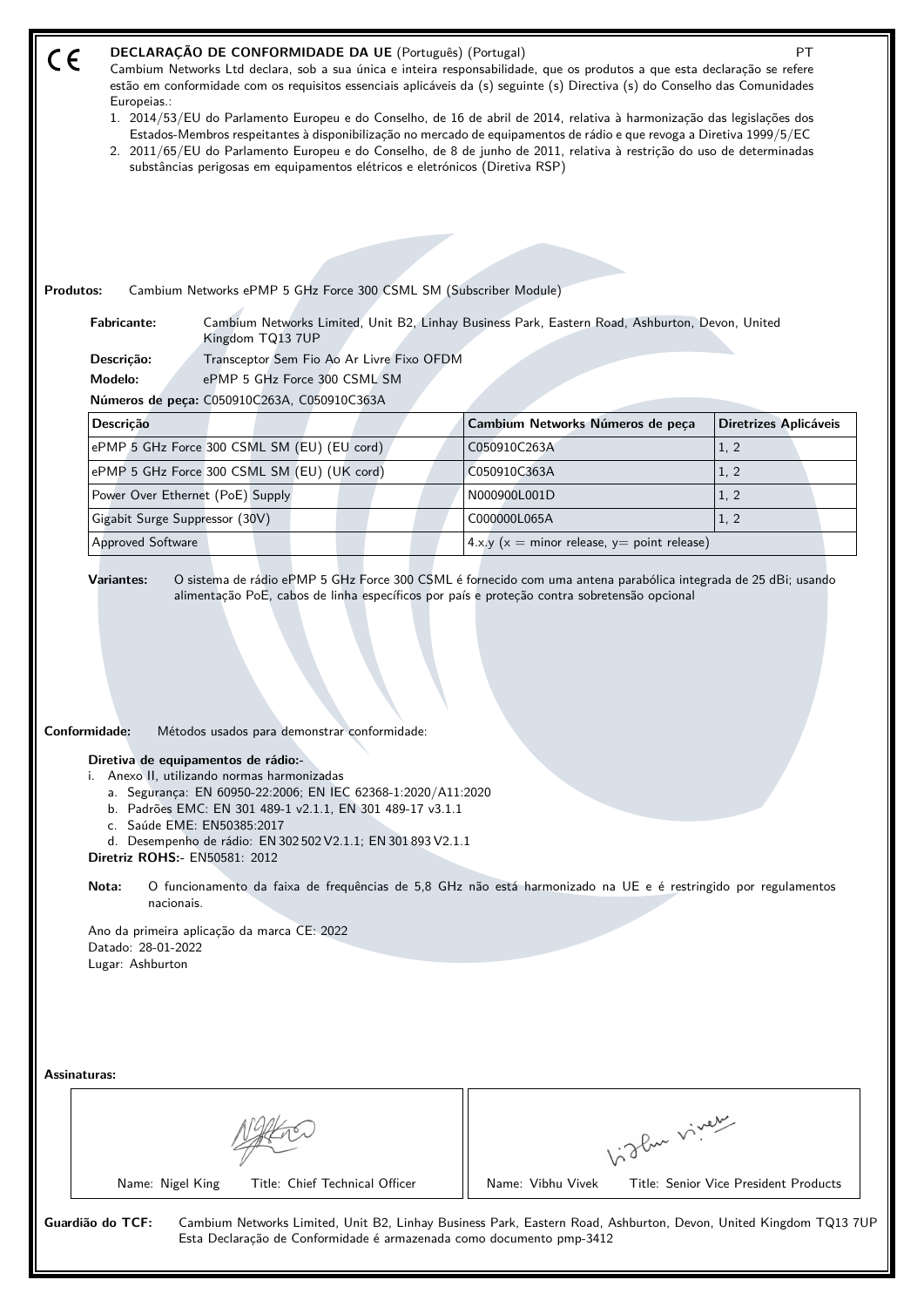CE

## DECLARAÇÃO DE CONFORMIDADE DA UE (Português) (Portugal)

PT

Cambium Networks Ltd declara, sob a sua única e inteira responsabilidade, que os produtos a que esta declaração se refere estão em conformidade com os requisitos essenciais aplicáveis da (s) seguinte (s) Directiva (s) do Conselho das Comunidades Europeias.:

1. 2014/53/EU do Parlamento Europeu e do Conselho, de 16 de abril de 2014, relativa à harmonização das legislações dos Estados-Membros respeitantes à disponibilização no mercado de equipamentos de rádio e que revoga a Diretiva 1999/5/EC
2. 2011/65/EU do Parlamento Europeu e do Conselho, de 8 de junho de 2011, relativa à restrição do uso de determinadas substâncias perigosas em equipamentos elétricos e eletrónicos (Diretiva RSP)

**Produtos:** Cambium Networks ePMP 5 GHz Force 300 CSML SM (Subscriber Module)

**Fabricante:** Cambium Networks Limited, Unit B2, Linhay Business Park, Eastern Road, Ashburton, Devon, United Kingdom TQ13 7UP

**Descrição:** Transceptor Sem Fio Ao Ar Livre Fixo OFDM

**Modelo:** ePMP 5 GHz Force 300 CSML SM

**Números de peça:** C050910C263A, C050910C363A

| Descrição | Cambium Networks Números de peça | Diretrizes Aplicáveis |
|---|---|---|
| ePMP 5 GHz Force 300 CSML SM (EU) (EU cord) | C050910C263A | 1, 2 |
| ePMP 5 GHz Force 300 CSML SM (EU) (UK cord) | C050910C363A | 1, 2 |
| Power Over Ethernet (PoE) Supply | N000900L001D | 1, 2 |
| Gigabit Surge Suppressor (30V) | C000000L065A | 1, 2 |
| Approved Software | 4.x.y (x = minor release, y= point release) | |

**Variantes:** O sistema de rádio ePMP 5 GHz Force 300 CSML é fornecido com uma antena parabólica integrada de 25 dBi; usando alimentação PoE, cabos de linha específicos por país e proteção contra sobretensão opcional

**Conformidade:** Métodos usados para demonstrar conformidade:

**Diretiva de equipamentos de rádio:-**

i. Anexo II, utilizando normas harmonizadas
   a. Segurança: EN 60950-22:2006; EN IEC 62368-1:2020/A11:2020
   b. Padrões EMC: EN 301 489-1 v2.1.1, EN 301 489-17 v3.1.1
   c. Saúde EME: EN50385:2017
   d. Desempenho de rádio: EN 302 502 V2.1.1; EN 301 893 V2.1.1

**Diretriz ROHS:-** EN50581: 2012

**Nota:** O funcionamento da faixa de frequências de 5,8 GHz não está harmonizado na UE e é restringido por regulamentos nacionais.

Ano da primeira aplicação da marca CE: 2022
Datado: 28-01-2022
Lugar: Ashburton

**Assinaturas:**

| Name: Nigel King Title: Chief Technical Officer | Name: Vibhu Vivek Title: Senior Vice President Products |
|---|---|

**Guardião do TCF:** Cambium Networks Limited, Unit B2, Linhay Business Park, Eastern Road, Ashburton, Devon, United Kingdom TQ13 7UP
Esta Declaração de Conformidade é armazenada como documento pmp-3412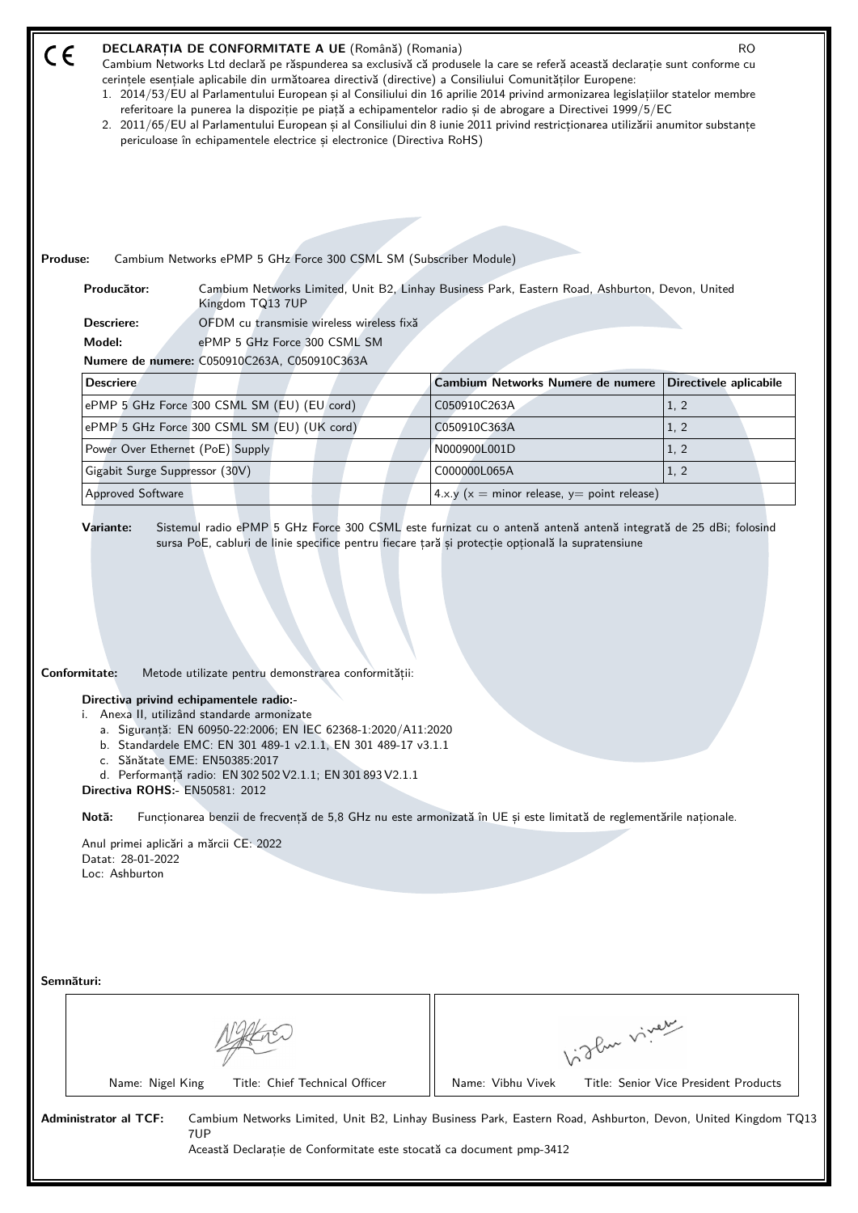CE

# DECLARAȚIA DE CONFORMITATE A UE (Română) (Romania)

RO

Cambium Networks Ltd declară pe răspunderea sa exclusivă că produsele la care se referă această declarație sunt conforme cu cerințele esențiale aplicabile din următoarea directivă (directive) a Consiliului Comunităților Europene:

1. 2014/53/EU al Parlamentului European și al Consiliului din 16 aprilie 2014 privind armonizarea legislațiilor statelor membre referitoare la punerea la dispoziție pe piață a echipamentelor radio și de abrogare a Directivei 1999/5/EC
2. 2011/65/EU al Parlamentului European și al Consiliului din 8 iunie 2011 privind restricționarea utilizării anumitor substanțe periculoase în echipamentele electrice și electronice (Directiva RoHS)

**Produse:** Cambium Networks ePMP 5 GHz Force 300 CSML SM (Subscriber Module)

**Producător:** Cambium Networks Limited, Unit B2, Linhay Business Park, Eastern Road, Ashburton, Devon, United Kingdom TQ13 7UP

**Descriere:** OFDM cu transmisie wireless wireless fixă

**Model:** ePMP 5 GHz Force 300 CSML SM

**Numere de numere:** C050910C263A, C050910C363A

| Descriere | Cambium Networks Numere de numere | Directivele aplicabile |
|---|---|---|
| ePMP 5 GHz Force 300 CSML SM (EU) (EU cord) | C050910C263A | 1, 2 |
| ePMP 5 GHz Force 300 CSML SM (EU) (UK cord) | C050910C363A | 1, 2 |
| Power Over Ethernet (PoE) Supply | N000900L001D | 1, 2 |
| Gigabit Surge Suppressor (30V) | C000000L065A | 1, 2 |
| Approved Software | 4.x.y (x = minor release, y= point release) | |

**Variante:** Sistemul radio ePMP 5 GHz Force 300 CSML este furnizat cu o antenă antenă antenă integrată de 25 dBi; folosind sursa PoE, cabluri de linie specifice pentru fiecare țară și protecție opțională la supratensiune

**Conformitate:** Metode utilizate pentru demonstrarea conformității:

**Directiva privind echipamentele radio:-**

i. Anexa II, utilizând standarde armonizate
   a. Siguranță: EN 60950-22:2006; EN IEC 62368-1:2020/A11:2020
   b. Standardele EMC: EN 301 489-1 v2.1.1, EN 301 489-17 v3.1.1
   c. Sănătate EME: EN50385:2017
   d. Performanță radio: EN 302 502 V2.1.1; EN 301 893 V2.1.1

**Directiva ROHS:-** EN50581: 2012

**Notă:** Funcționarea benzii de frecvență de 5,8 GHz nu este armonizată în UE și este limitată de reglementările naționale.

Anul primei aplicări a mărcii CE: 2022
Datat: 28-01-2022
Loc: Ashburton

**Semnături:**

| Name: Nigel King &nbsp;&nbsp; Title: Chief Technical Officer | Name: Vibhu Vivek &nbsp;&nbsp; Title: Senior Vice President Products |
|---|---|

**Administrator al TCF:** Cambium Networks Limited, Unit B2, Linhay Business Park, Eastern Road, Ashburton, Devon, United Kingdom TQ13 7UP

Această Declarație de Conformitate este stocată ca document pmp-3412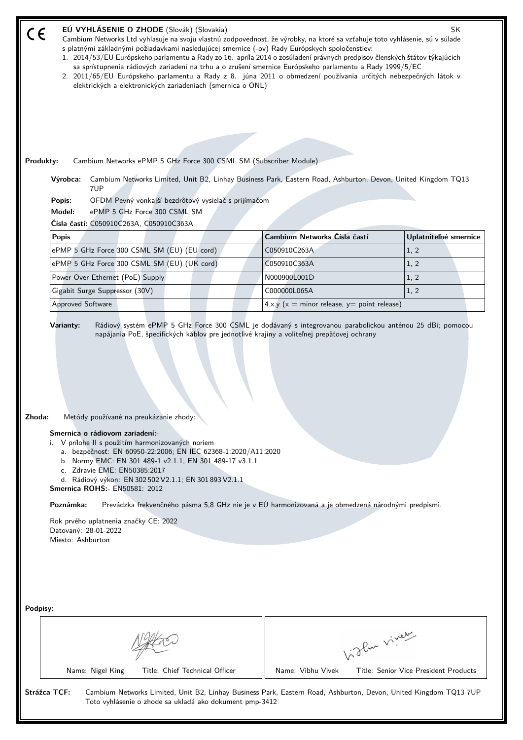CE

## EÚ VYHLÁSENIE O ZHODE (Slovák) (Slovakia)

SK

Cambium Networks Ltd vyhlasuje na svoju vlastnú zodpovednosť, že výrobky, na ktoré sa vzťahuje toto vyhlásenie, sú v súlade s platnými základnými požiadavkami nasledujúcej smernice (-ov) Rady Európskych spoločenstiev:

1. 2014/53/EU Európskeho parlamentu a Rady zo 16. apríla 2014 o zosúladení právnych predpisov členských štátov týkajúcich sa sprístupnenia rádiových zariadení na trhu a o zrušení smernice Európskeho parlamentu a Rady 1999/5/EC
2. 2011/65/EU Európskeho parlamentu a Rady z 8. júna 2011 o obmedzení používania určitých nebezpečných látok v elektrických a elektronických zariadeniach (smernica o ONL)

**Produkty:** Cambium Networks ePMP 5 GHz Force 300 CSML SM (Subscriber Module)

**Výrobca:** Cambium Networks Limited, Unit B2, Linhay Business Park, Eastern Road, Ashburton, Devon, United Kingdom TQ13 7UP

**Popis:** OFDM Pevný vonkajší bezdrôtový vysielač s prijímačom

**Model:** ePMP 5 GHz Force 300 CSML SM

**Čísla častí:** C050910C263A, C050910C363A

| Popis | Cambium Networks Čísla častí | Uplatniteľné smernice |
|---|---|---|
| ePMP 5 GHz Force 300 CSML SM (EU) (EU cord) | C050910C263A | 1, 2 |
| ePMP 5 GHz Force 300 CSML SM (EU) (UK cord) | C050910C363A | 1, 2 |
| Power Over Ethernet (PoE) Supply | N000900L001D | 1, 2 |
| Gigabit Surge Suppressor (30V) | C000000L065A | 1, 2 |
| Approved Software | 4.x.y (x = minor release, y= point release) | |

**Varianty:** Rádiový systém ePMP 5 GHz Force 300 CSML je dodávaný s integrovanou parabolickou anténou 25 dBi; pomocou napájania PoE, špecifických káblov pre jednotlivé krajiny a voliteľnej prepäťovej ochrany

**Zhoda:** Metódy používané na preukázanie zhody:

**Smernica o rádiovom zariadení:-**

i. V prílohe II s použitím harmonizovaných noriem
   a. bezpečnosť: EN 60950-22:2006; EN IEC 62368-1:2020/A11:2020
   b. Normy EMC: EN 301 489-1 v2.1.1, EN 301 489-17 v3.1.1
   c. Zdravie EME: EN50385:2017
   d. Rádiový výkon: EN 302 502 V2.1.1; EN 301 893 V2.1.1

**Smernica ROHS:-** EN50581: 2012

**Poznámka:** Prevádzka frekvenčného pásma 5,8 GHz nie je v EÚ harmonizovaná a je obmedzená národnými predpismi.

Rok prvého uplatnenia značky CE: 2022
Datovaný: 28-01-2022
Miesto: Ashburton

**Podpisy:**

| Name: Nigel King Title: Chief Technical Officer | Name: Vibhu Vivek Title: Senior Vice President Products |
|---|---|

**Strážca TCF:** Cambium Networks Limited, Unit B2, Linhay Business Park, Eastern Road, Ashburton, Devon, United Kingdom TQ13 7UP
Toto vyhlásenie o zhode sa ukladá ako dokument pmp-3412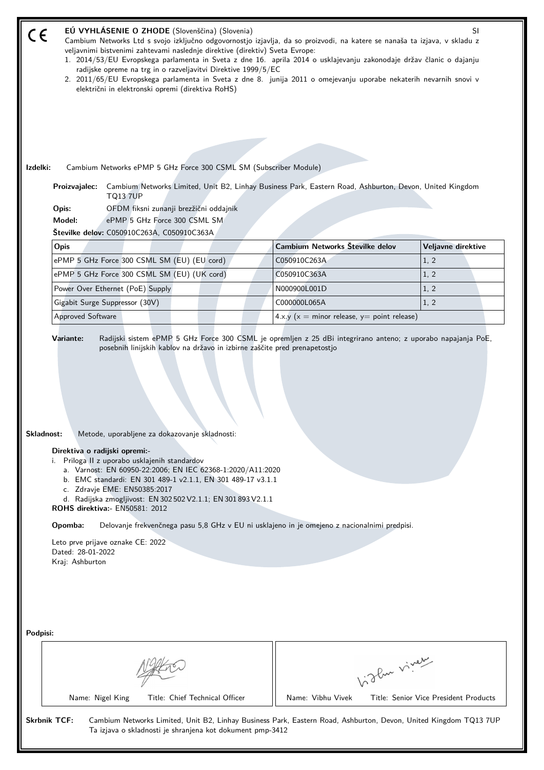CE **EÚ VYHLÁSENIE O ZHODE** (Slovenščina) (Slovenia) SI

Cambium Networks Ltd s svojo izključno odgovornostjo izjavlja, da so proizvodi, na katere se nanaša ta izjava, v skladu z veljavnimi bistvenimi zahtevami naslednje direktive (direktiv) Sveta Evrope:

1. 2014/53/EU Evropskega parlamenta in Sveta z dne 16. aprila 2014 o usklajevanju zakonodaje držav članic o dajanju radijske opreme na trg in o razveljavitvi Direktive 1999/5/EC
2. 2011/65/EU Evropskega parlamenta in Sveta z dne 8. junija 2011 o omejevanju uporabe nekaterih nevarnih snovi v električni in elektronski opremi (direktiva RoHS)

**Izdelki:** Cambium Networks ePMP 5 GHz Force 300 CSML SM (Subscriber Module)

**Proizvajalec:** Cambium Networks Limited, Unit B2, Linhay Business Park, Eastern Road, Ashburton, Devon, United Kingdom TQ13 7UP

**Opis:** OFDM fiksni zunanji brezžični oddajnik

**Model:** ePMP 5 GHz Force 300 CSML SM

**Številke delov:** C050910C263A, C050910C363A

| Opis | Cambium Networks Številke delov | Veljavne direktive |
|---|---|---|
| ePMP 5 GHz Force 300 CSML SM (EU) (EU cord) | C050910C263A | 1, 2 |
| ePMP 5 GHz Force 300 CSML SM (EU) (UK cord) | C050910C363A | 1, 2 |
| Power Over Ethernet (PoE) Supply | N000900L001D | 1, 2 |
| Gigabit Surge Suppressor (30V) | C000000L065A | 1, 2 |
| Approved Software | 4.x.y (x = minor release, y= point release) | |

**Variante:** Radijski sistem ePMP 5 GHz Force 300 CSML je opremljen z 25 dBi integrirano anteno; z uporabo napajanja PoE, posebnih linijskih kablov na državo in izbirne zaščite pred prenapetostjo

**Skladnost:** Metode, uporabljene za dokazovanje skladnosti:

**Direktiva o radijski opremi:-**

i. Priloga II z uporabo usklajenih standardov
   a. Varnost: EN 60950-22:2006; EN IEC 62368-1:2020/A11:2020
   b. EMC standardi: EN 301 489-1 v2.1.1, EN 301 489-17 v3.1.1
   c. Zdravje EME: EN50385:2017
   d. Radijska zmogljivost: EN 302 502 V2.1.1; EN 301 893 V2.1.1

**ROHS direktiva:-** EN50581: 2012

**Opomba:** Delovanje frekvenčnega pasu 5,8 GHz v EU ni usklajeno in je omejeno z nacionalnimi predpisi.

Leto prve prijave oznake CE: 2022
Dated: 28-01-2022
Kraj: Ashburton

**Podpisi:**

| Name: Nigel King Title: Chief Technical Officer | Name: Vibhu Vivek Title: Senior Vice President Products |
|---|---|

**Skrbnik TCF:** Cambium Networks Limited, Unit B2, Linhay Business Park, Eastern Road, Ashburton, Devon, United Kingdom TQ13 7UP
Ta izjava o skladnosti je shranjena kot dokument pmp-3412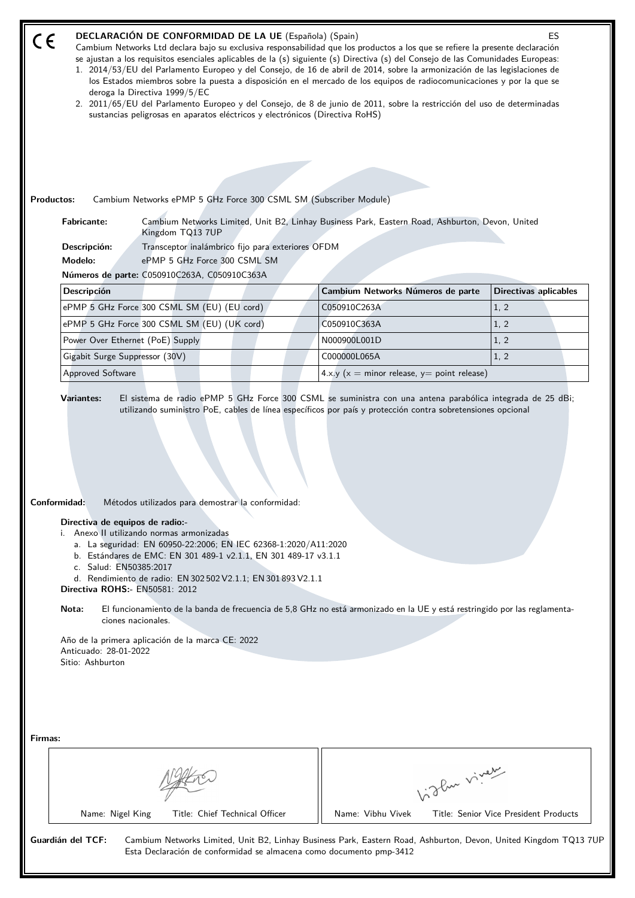CE

## DECLARACIÓN DE CONFORMIDAD DE LA UE (Española) (Spain)

ES

Cambium Networks Ltd declara bajo su exclusiva responsabilidad que los productos a los que se refiere la presente declaración se ajustan a los requisitos esenciales aplicables de la (s) siguiente (s) Directiva (s) del Consejo de las Comunidades Europeas:

1. 2014/53/EU del Parlamento Europeo y del Consejo, de 16 de abril de 2014, sobre la armonización de las legislaciones de los Estados miembros sobre la puesta a disposición en el mercado de los equipos de radiocomunicaciones y por la que se deroga la Directiva 1999/5/EC
2. 2011/65/EU del Parlamento Europeo y del Consejo, de 8 de junio de 2011, sobre la restricción del uso de determinadas sustancias peligrosas en aparatos eléctricos y electrónicos (Directiva RoHS)

**Productos:** Cambium Networks ePMP 5 GHz Force 300 CSML SM (Subscriber Module)

**Fabricante:** Cambium Networks Limited, Unit B2, Linhay Business Park, Eastern Road, Ashburton, Devon, United Kingdom TQ13 7UP

**Descripción:** Transceptor inalámbrico fijo para exteriores OFDM

**Modelo:** ePMP 5 GHz Force 300 CSML SM

**Números de parte:** C050910C263A, C050910C363A

| Descripción | Cambium Networks Números de parte | Directivas aplicables |
|---|---|---|
| ePMP 5 GHz Force 300 CSML SM (EU) (EU cord) | C050910C263A | 1, 2 |
| ePMP 5 GHz Force 300 CSML SM (EU) (UK cord) | C050910C363A | 1, 2 |
| Power Over Ethernet (PoE) Supply | N000900L001D | 1, 2 |
| Gigabit Surge Suppressor (30V) | C000000L065A | 1, 2 |
| Approved Software | 4.x.y (x = minor release, y= point release) | |

**Variantes:** El sistema de radio ePMP 5 GHz Force 300 CSML se suministra con una antena parabólica integrada de 25 dBi; utilizando suministro PoE, cables de línea específicos por país y protección contra sobretensiones opcional

**Conformidad:** Métodos utilizados para demostrar la conformidad:

**Directiva de equipos de radio:-**

i. Anexo II utilizando normas armonizadas
   - a. La seguridad: EN 60950-22:2006; EN IEC 62368-1:2020/A11:2020
   - b. Estándares de EMC: EN 301 489-1 v2.1.1, EN 301 489-17 v3.1.1
   - c. Salud: EN50385:2017
   - d. Rendimiento de radio: EN 302 502 V2.1.1; EN 301 893 V2.1.1

**Directiva ROHS:-** EN50581: 2012

**Nota:** El funcionamiento de la banda de frecuencia de 5,8 GHz no está armonizado en la UE y está restringido por las reglamentaciones nacionales.

Año de la primera aplicación de la marca CE: 2022
Anticuado: 28-01-2022
Sitio: Ashburton

**Firmas:**

| Name: Nigel King &nbsp;&nbsp; Title: Chief Technical Officer | Name: Vibhu Vivek &nbsp;&nbsp; Title: Senior Vice President Products |
|---|---|

**Guardián del TCF:** Cambium Networks Limited, Unit B2, Linhay Business Park, Eastern Road, Ashburton, Devon, United Kingdom TQ13 7UP
Esta Declaración de conformidad se almacena como documento pmp-3412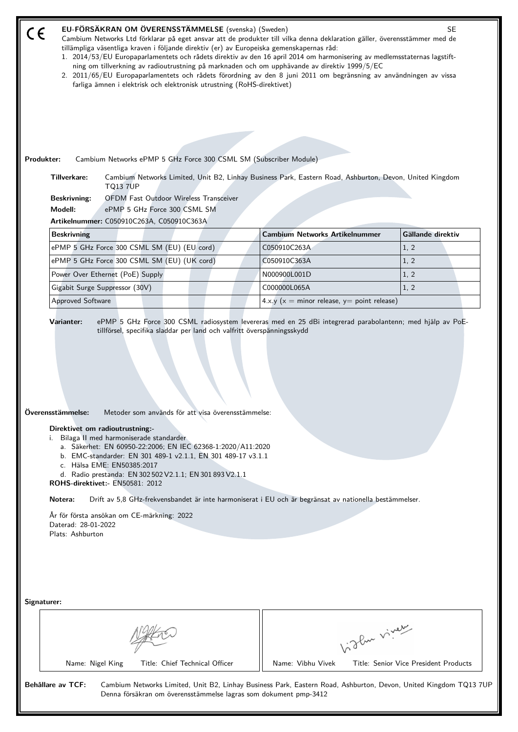CE

# EU-FÖRSÄKRAN OM ÖVERENSSTÄMMELSE (svenska) (Sweden)

SE

Cambium Networks Ltd förklarar på eget ansvar att de produkter till vilka denna deklaration gäller, överensstämmer med de tillämpliga väsentliga kraven i följande direktiv (er) av Europeiska gemenskapernas råd:

1. 2014/53/EU Europaparlamentets och rådets direktiv av den 16 april 2014 om harmonisering av medlemsstaternas lagstiftning om tillverkning av radioutrustning på marknaden och om upphävande av direktiv 1999/5/EC
2. 2011/65/EU Europaparlamentets och rådets förordning av den 8 juni 2011 om begränsning av användningen av vissa farliga ämnen i elektrisk och elektronisk utrustning (RoHS-direktivet)

**Produkter:** Cambium Networks ePMP 5 GHz Force 300 CSML SM (Subscriber Module)

**Tillverkare:** Cambium Networks Limited, Unit B2, Linhay Business Park, Eastern Road, Ashburton, Devon, United Kingdom TQ13 7UP

**Beskrivning:** OFDM Fast Outdoor Wireless Transceiver

**Modell:** ePMP 5 GHz Force 300 CSML SM

**Artikelnummer:** C050910C263A, C050910C363A

| Beskrivning | Cambium Networks Artikelnummer | Gällande direktiv |
|---|---|---|
| ePMP 5 GHz Force 300 CSML SM (EU) (EU cord) | C050910C263A | 1, 2 |
| ePMP 5 GHz Force 300 CSML SM (EU) (UK cord) | C050910C363A | 1, 2 |
| Power Over Ethernet (PoE) Supply | N000900L001D | 1, 2 |
| Gigabit Surge Suppressor (30V) | C000000L065A | 1, 2 |
| Approved Software | 4.x.y (x = minor release, y= point release) | |

**Varianter:** ePMP 5 GHz Force 300 CSML radiosystem levereras med en 25 dBi integrerad parabolantenn; med hjälp av PoE-tillförsel, specifika sladdar per land och valfritt överspänningsskydd

**Överensstämmelse:** Metoder som används för att visa överensstämmelse:

**Direktivet om radioutrustning:-**

i. Bilaga II med harmoniserade standarder
   a. Säkerhet: EN 60950-22:2006; EN IEC 62368-1:2020/A11:2020
   b. EMC-standarder: EN 301 489-1 v2.1.1, EN 301 489-17 v3.1.1
   c. Hälsa EME: EN50385:2017
   d. Radio prestanda: EN 302 502 V2.1.1; EN 301 893 V2.1.1

**ROHS-direktivet:-** EN50581: 2012

**Notera:** Drift av 5,8 GHz-frekvensbandet är inte harmoniserat i EU och är begränsat av nationella bestämmelser.

År för första ansökan om CE-märkning: 2022
Daterad: 28-01-2022
Plats: Ashburton

**Signaturer:**

| | |
|---|---|
| Name: Nigel King Title: Chief Technical Officer | Name: Vibhu Vivek Title: Senior Vice President Products |

**Behållare av TCF:** Cambium Networks Limited, Unit B2, Linhay Business Park, Eastern Road, Ashburton, Devon, United Kingdom TQ13 7UP
Denna försäkran om överensstämmelse lagras som dokument pmp-3412